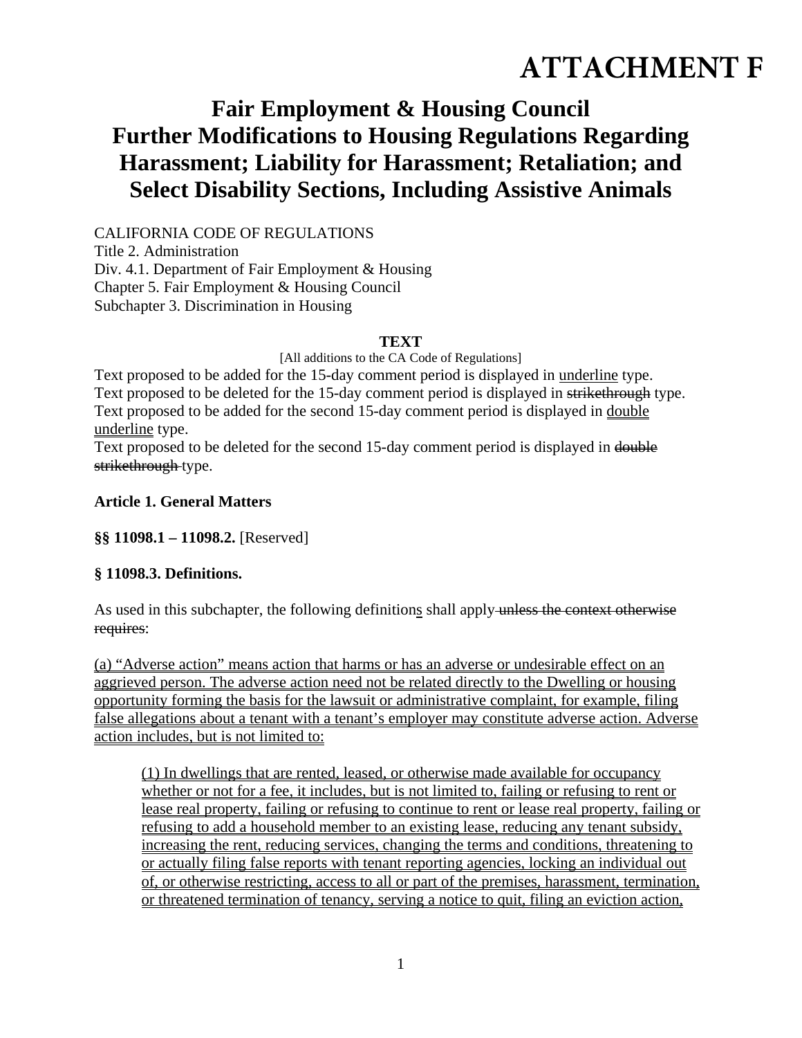# ATTACHMENT F

## Fair Employment & Housing Council Further Modifications to Housing Regulations Regarding Harassment; Liability for Harassment; Retaliation; and Select Disability Sections, Including Assistive Animals

CALIFORNIA CODE OF REGULATIONS
Title 2. Administration
Div. 4.1. Department of Fair Employment & Housing
Chapter 5. Fair Employment & Housing Council
Subchapter 3. Discrimination in Housing

**TEXT**

[All additions to the CA Code of Regulations]

Text proposed to be added for the 15-day comment period is displayed in underline type.
Text proposed to be deleted for the 15-day comment period is displayed in ~~strikethrough~~ type.
Text proposed to be added for the second 15-day comment period is displayed in double underline type.
Text proposed to be deleted for the second 15-day comment period is displayed in ~~double strikethrough~~ type.

**Article 1. General Matters**

**§§ 11098.1 – 11098.2.** [Reserved]

**§ 11098.3. Definitions.**

As used in this subchapter, the following definitions shall apply ~~unless the context otherwise requires~~:

(a) "Adverse action" means action that harms or has an adverse or undesirable effect on an aggrieved person. The adverse action need not be related directly to the Dwelling or housing opportunity forming the basis for the lawsuit or administrative complaint, for example, filing false allegations about a tenant with a tenant's employer may constitute adverse action. Adverse action includes, but is not limited to:

> (1) In dwellings that are rented, leased, or otherwise made available for occupancy whether or not for a fee, it includes, but is not limited to, failing or refusing to rent or lease real property, failing or refusing to continue to rent or lease real property, failing or refusing to add a household member to an existing lease, reducing any tenant subsidy, increasing the rent, reducing services, changing the terms and conditions, threatening to or actually filing false reports with tenant reporting agencies, locking an individual out of, or otherwise restricting, access to all or part of the premises, harassment, termination, or threatened termination of tenancy, serving a notice to quit, filing an eviction action,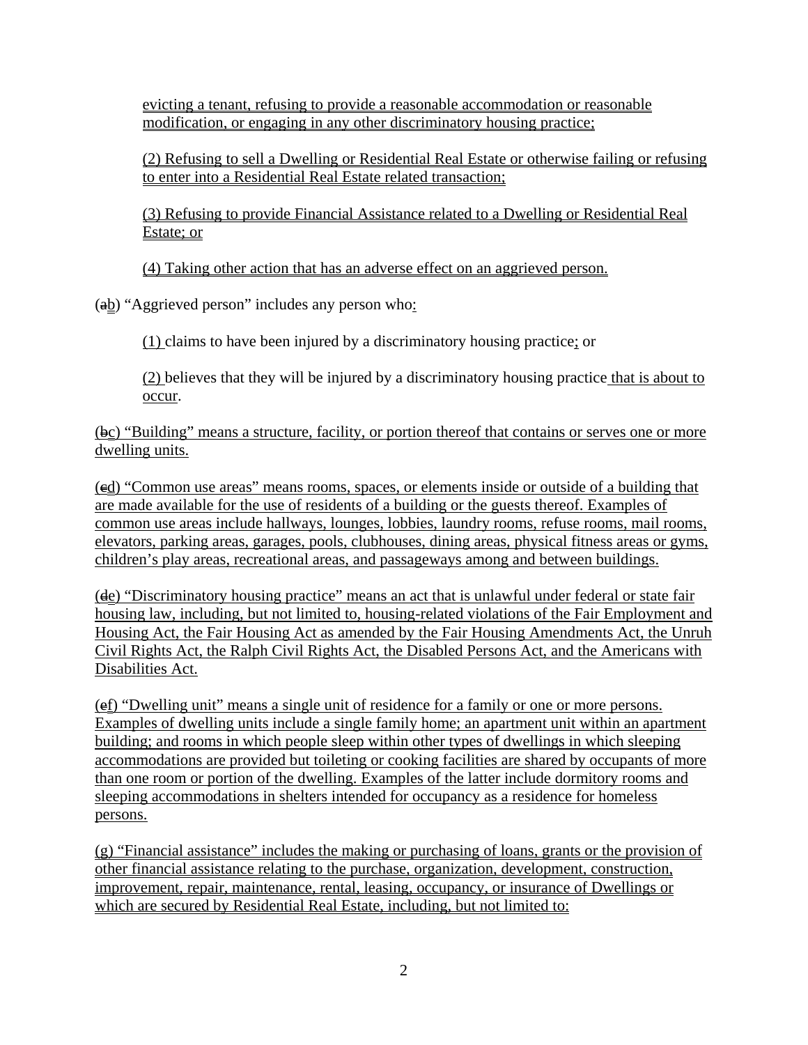evicting a tenant, refusing to provide a reasonable accommodation or reasonable modification, or engaging in any other discriminatory housing practice;

(2) Refusing to sell a Dwelling or Residential Real Estate or otherwise failing or refusing to enter into a Residential Real Estate related transaction;

(3) Refusing to provide Financial Assistance related to a Dwelling or Residential Real Estate; or

(4) Taking other action that has an adverse effect on an aggrieved person.

(~~a~~b) "Aggrieved person" includes any person who:

(1) claims to have been injured by a discriminatory housing practice; or

(2) believes that they will be injured by a discriminatory housing practice that is about to occur.

(~~b~~c) "Building" means a structure, facility, or portion thereof that contains or serves one or more dwelling units.

(~~c~~d) "Common use areas" means rooms, spaces, or elements inside or outside of a building that are made available for the use of residents of a building or the guests thereof. Examples of common use areas include hallways, lounges, lobbies, laundry rooms, refuse rooms, mail rooms, elevators, parking areas, garages, pools, clubhouses, dining areas, physical fitness areas or gyms, children's play areas, recreational areas, and passageways among and between buildings.

(~~d~~e) "Discriminatory housing practice" means an act that is unlawful under federal or state fair housing law, including, but not limited to, housing-related violations of the Fair Employment and Housing Act, the Fair Housing Act as amended by the Fair Housing Amendments Act, the Unruh Civil Rights Act, the Ralph Civil Rights Act, the Disabled Persons Act, and the Americans with Disabilities Act.

(~~e~~f) "Dwelling unit" means a single unit of residence for a family or one or more persons. Examples of dwelling units include a single family home; an apartment unit within an apartment building; and rooms in which people sleep within other types of dwellings in which sleeping accommodations are provided but toileting or cooking facilities are shared by occupants of more than one room or portion of the dwelling. Examples of the latter include dormitory rooms and sleeping accommodations in shelters intended for occupancy as a residence for homeless persons.

(g) "Financial assistance" includes the making or purchasing of loans, grants or the provision of other financial assistance relating to the purchase, organization, development, construction, improvement, repair, maintenance, rental, leasing, occupancy, or insurance of Dwellings or which are secured by Residential Real Estate, including, but not limited to: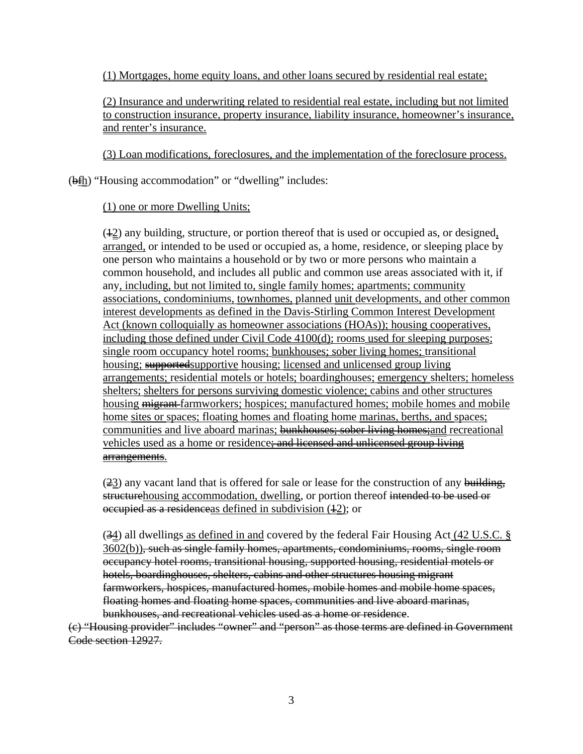<u>(1) Mortgages, home equity loans, and other loans secured by residential real estate;</u>

<u>(2) Insurance and underwriting related to residential real estate, including but not limited to construction insurance, property insurance, liability insurance, homeowner's insurance, and renter's insurance.</u>

<u>(3) Loan modifications, foreclosures, and the implementation of the foreclosure process.</u>

(~~bf~~<u>h</u>) "Housing accommodation" or "dwelling" includes:

<u>(1) one or more Dwelling Units;</u>

(~~1~~<u>2</u>) any building, structure, or portion thereof that is used or occupied as, or designed<u>, arranged,</u> or intended to be used or occupied as, a home, residence, or sleeping place by one person who maintains a household or by two or more persons who maintain a common household, and includes all public and common use areas associated with it, if any<u>, including, but not limited to, single family homes; apartments; community associations, condominiums, townhomes, planned unit developments, and other common interest developments as defined in the Davis-Stirling Common Interest Development Act (known colloquially as homeowner associations (HOAs)); housing cooperatives, including those defined under Civil Code 4100(d); rooms used for sleeping purposes; single room occupancy hotel rooms; bunkhouses; sober living homes; transitional housing;</u> ~~supported~~<u>supportive housing; licensed and unlicensed group living arrangements; residential motels or hotels; boardinghouses; emergency shelters; homeless shelters; shelters for persons surviving domestic violence; cabins and other structures housing</u> ~~migrant~~ <u>farmworkers; hospices; manufactured homes; mobile homes and mobile home sites or spaces; floating homes and floating home marinas, berths, and spaces; communities and live aboard marinas;</u> ~~bunkhouses; sober living homes;~~<u>and recreational vehicles used as a home or residence</u>~~; and licensed and unlicensed group living arrangements~~.

(~~2~~<u>3</u>) any vacant land that is offered for sale or lease for the construction of any ~~building, structure~~<u>housing accommodation, dwelling</u>, or portion thereof ~~intended to be used or occupied as a residence~~<u>as defined in subdivision (</u>~~1~~<u>2)</u>; or

(~~3~~<u>4</u>) all dwellings<u> as defined in and</u> covered by the federal Fair Housing Act<u> (42 U.S.C. § 3602(b))</u>~~, such as single family homes, apartments, condominiums, rooms, single room occupancy hotel rooms, transitional housing, supported housing, residential motels or hotels, boardinghouses, shelters, cabins and other structures housing migrant farmworkers, hospices, manufactured homes, mobile homes and mobile home spaces, floating homes and floating home spaces, communities and live aboard marinas, bunkhouses, and recreational vehicles used as a home or residence~~.

~~(c) "Housing provider" includes "owner" and "person" as those terms are defined in Government Code section 12927.~~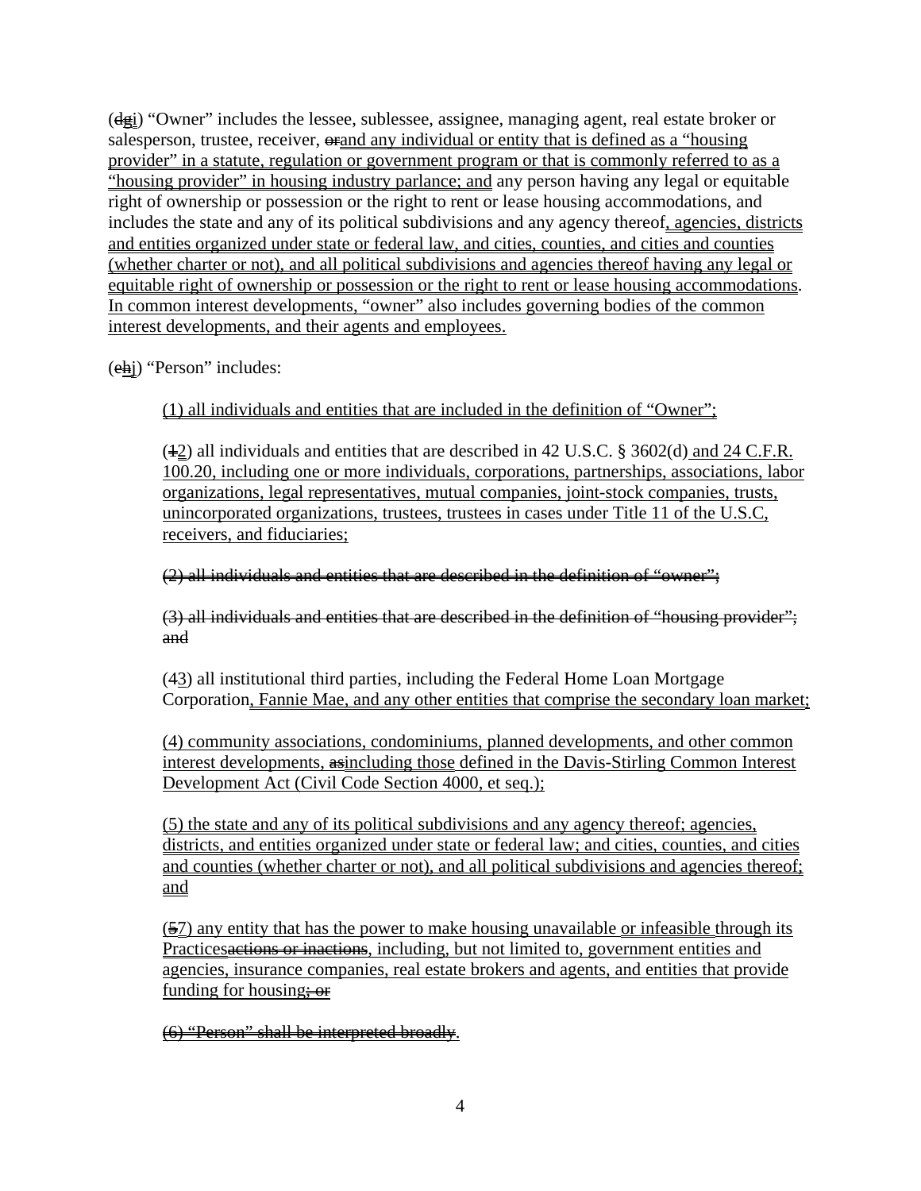(~~dg~~<u>i</u>) "Owner" includes the lessee, sublessee, assignee, managing agent, real estate broker or salesperson, trustee, receiver, ~~or~~<u>and any individual or entity that is defined as a "housing provider" in a statute, regulation or government program or that is commonly referred to as a "housing provider" in housing industry parlance; and</u> any person having any legal or equitable right of ownership or possession or the right to rent or lease housing accommodations, and includes the state and any of its political subdivisions and any agency thereof<u>, agencies, districts and entities organized under state or federal law, and cities, counties, and cities and counties (whether charter or not), and all political subdivisions and agencies thereof having any legal or equitable right of ownership or possession or the right to rent or lease housing accommodations</u>. <u>In common interest developments, "owner" also includes governing bodies of the common interest developments, and their agents and employees.</u>

(~~eh~~<u>j</u>) "Person" includes:

<u>(1) all individuals and entities that are included in the definition of "Owner";</u>

(~~1~~<u>2</u>) all individuals and entities that are described in 42 U.S.C. § 3602(d)<u> and 24 C.F.R. 100.20, including one or more individuals, corporations, partnerships, associations, labor organizations, legal representatives, mutual companies, joint-stock companies, trusts, unincorporated organizations, trustees, trustees in cases under Title 11 of the U.S.C, receivers, and fiduciaries;</u>

~~(2) all individuals and entities that are described in the definition of "owner";~~

~~(3) all individuals and entities that are described in the definition of "housing provider"; and~~

(~~4~~<u>3</u>) all institutional third parties, including the Federal Home Loan Mortgage Corporation<u>, Fannie Mae, and any other entities that comprise the secondary loan market;</u>

<u>(4) community associations, condominiums, planned developments, and other common interest developments, ~~as~~including those defined in the Davis-Stirling Common Interest Development Act (Civil Code Section 4000, et seq.);</u>

<u>(5) the state and any of its political subdivisions and any agency thereof; agencies, districts, and entities organized under state or federal law; and cities, counties, and cities and counties (whether charter or not), and all political subdivisions and agencies thereof; and</u>

(~~5~~<u>7</u>) any entity that has the power to make housing unavailable <u>or infeasible </u>through its <u>Practices</u>~~actions or inactions~~, <u>including, but not limited to, government entities and agencies, insurance companies, real estate brokers and agents, and entities that provide funding for housing</u>~~; or~~

~~(6) "Person" shall be interpreted broadly~~.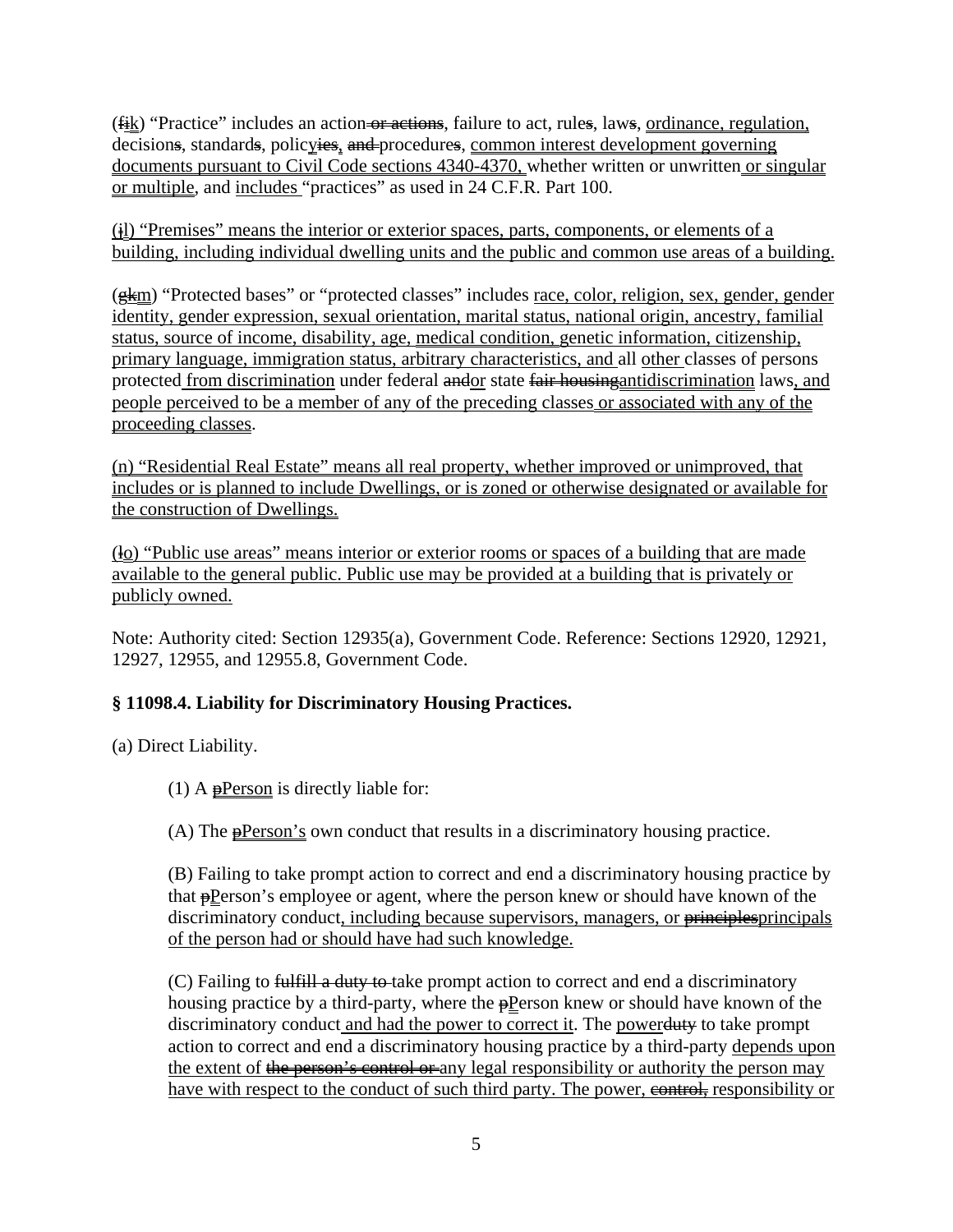(~~fi~~k) "Practice" includes an action~~ or actions~~, failure to act, rule~~s~~, law~~s~~, ordinance, regulation, decision~~s~~, standard~~s~~, policy~~ies~~, ~~and~~ procedure~~s~~, common interest development governing documents pursuant to Civil Code sections 4340-4370, whether written or unwritten or singular or multiple, and includes "practices" as used in 24 C.F.R. Part 100.

(~~j~~l) "Premises" means the interior or exterior spaces, parts, components, or elements of a building, including individual dwelling units and the public and common use areas of a building.

(~~gk~~m) "Protected bases" or "protected classes" includes race, color, religion, sex, gender, gender identity, gender expression, sexual orientation, marital status, national origin, ancestry, familial status, source of income, disability, age, medical condition, genetic information, citizenship, primary language, immigration status, arbitrary characteristics, and all other classes of persons protected from discrimination under federal ~~and~~or state ~~fair housing~~antidiscrimination laws, and people perceived to be a member of any of the preceding classes or associated with any of the proceeding classes.

(n) "Residential Real Estate" means all real property, whether improved or unimproved, that includes or is planned to include Dwellings, or is zoned or otherwise designated or available for the construction of Dwellings.

(~~l~~o) "Public use areas" means interior or exterior rooms or spaces of a building that are made available to the general public. Public use may be provided at a building that is privately or publicly owned.

Note: Authority cited: Section 12935(a), Government Code. Reference: Sections 12920, 12921, 12927, 12955, and 12955.8, Government Code.

**§ 11098.4. Liability for Discriminatory Housing Practices.**

(a) Direct Liability.

(1) A ~~p~~Person is directly liable for:

(A) The ~~p~~Person's own conduct that results in a discriminatory housing practice.

(B) Failing to take prompt action to correct and end a discriminatory housing practice by that ~~p~~Person's employee or agent, where the person knew or should have known of the discriminatory conduct, including because supervisors, managers, or ~~principles~~principals of the person had or should have had such knowledge.

(C) Failing to ~~fulfill a duty to~~ take prompt action to correct and end a discriminatory housing practice by a third-party, where the ~~p~~Person knew or should have known of the discriminatory conduct and had the power to correct it. The power~~duty~~ to take prompt action to correct and end a discriminatory housing practice by a third-party depends upon the extent of ~~the person's control or~~ any legal responsibility or authority the person may have with respect to the conduct of such third party. The power, ~~control,~~ responsibility or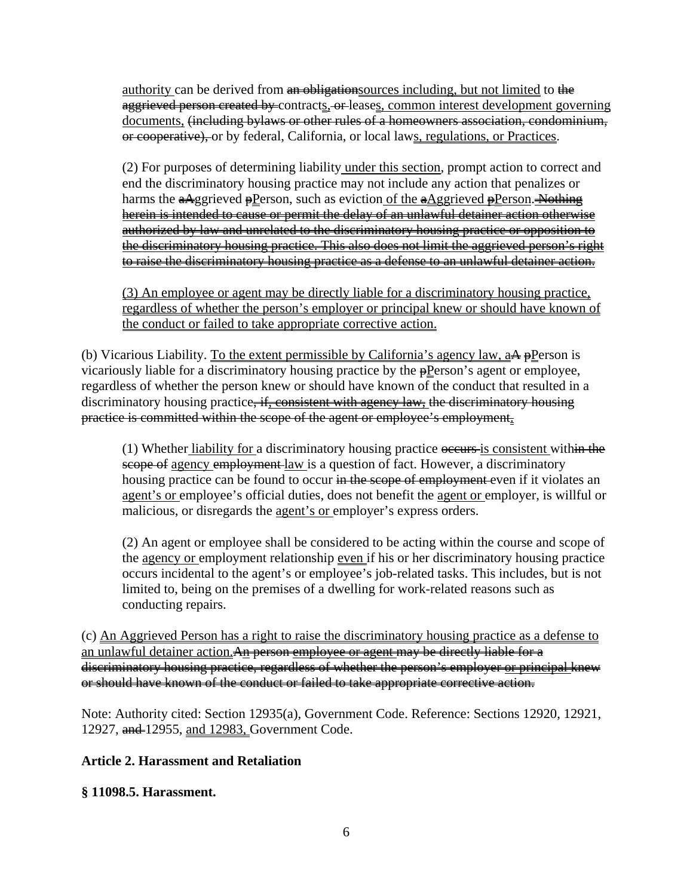<u>authority</u> can be derived from ~~an obligation~~<u>sources including, but not limited</u> to ~~the aggrieved person created by~~ contract<u>s,</u> ~~or~~ lease<u>s, common interest development governing documents,</u> ~~(including bylaws or other rules of a homeowners association, condominium, or cooperative),~~ or by federal, California, or local law<u>s, regulations, or Practices</u>.

(2) For purposes of determining liability<u> under this section</u>, prompt action to correct and end the discriminatory housing practice may not include any action that penalizes or harms the ~~a~~<u>A</u>ggrieved ~~p~~<u>P</u>erson, such as eviction<u> of the </u>~~a~~<u>A</u>ggrieved ~~p~~<u>P</u>erson. ~~Nothing herein is intended to cause or permit the delay of an unlawful detainer action otherwise authorized by law and unrelated to the discriminatory housing practice or opposition to the discriminatory housing practice. This also does not limit the aggrieved person's right to raise the discriminatory housing practice as a defense to an unlawful detainer action.~~

<u>(3) An employee or agent may be directly liable for a discriminatory housing practice, regardless of whether the person's employer or principal knew or should have known of the conduct or failed to take appropriate corrective action.</u>

(b) Vicarious Liability. <u>To the extent permissible by California's agency law, a</u>~~A~~ ~~p~~<u>P</u>erson is vicariously liable for a discriminatory housing practice by the ~~p~~<u>P</u>erson's agent or employee, regardless of whether the person knew or should have known of the conduct that resulted in a discriminatory housing practice~~, if, consistent with agency law, the discriminatory housing practice is committed within the scope of the agent or employee's employment~~<u>.</u>

(1) Whether<u> liability for </u>a discriminatory housing practice ~~occurs~~ <u>is consistent </u>with~~in the scope of~~ <u>agency </u>~~employment~~ <u>law </u>is a question of fact. However, a discriminatory housing practice can be found to occur ~~in the scope of employment~~ even if it violates an <u>agent's or </u>employee's official duties, does not benefit the <u>agent or </u>employer, is willful or malicious, or disregards the <u>agent's or </u>employer's express orders.

(2) An agent or employee shall be considered to be acting within the course and scope of the <u>agency or </u>employment relationship <u>even </u>if his or her discriminatory housing practice occurs incidental to the agent's or employee's job-related tasks. This includes, but is not limited to, being on the premises of a dwelling for work-related reasons such as conducting repairs.

(c) <u>An Aggrieved Person has a right to raise the discriminatory housing practice as a defense to an unlawful detainer action.</u>~~A~~<u>n</u> ~~person~~ ~~<u>employee or agent</u>~~ ~~may be directly liable for a discriminatory housing practice, regardless of whether the person's employer~~ ~~<u>or principal</u>~~ ~~knew or should have known of the conduct or failed to take appropriate corrective action.~~

Note: Authority cited: Section 12935(a), Government Code. Reference: Sections 12920, 12921, 12927, ~~and~~ 12955, <u>and 12983,</u> Government Code.

**Article 2. Harassment and Retaliation**

**§ 11098.5. Harassment.**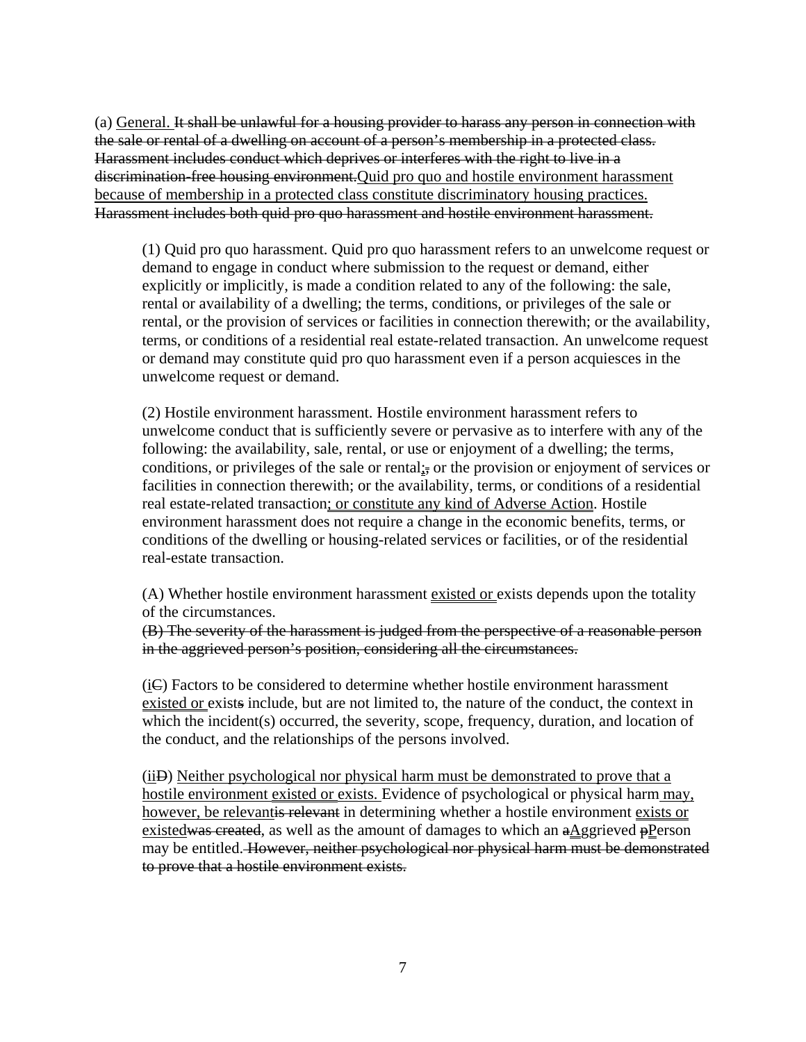(a) <u>General.</u> ~~It shall be unlawful for a housing provider to harass any person in connection with the sale or rental of a dwelling on account of a person's membership in a protected class. Harassment includes conduct which deprives or interferes with the right to live in a discrimination-free housing environment.~~<u>Quid pro quo and hostile environment harassment because of membership in a protected class constitute discriminatory housing practices.</u> ~~Harassment includes both quid pro quo harassment and hostile environment harassment.~~

> (1) Quid pro quo harassment. Quid pro quo harassment refers to an unwelcome request or demand to engage in conduct where submission to the request or demand, either explicitly or implicitly, is made a condition related to any of the following: the sale, rental or availability of a dwelling; the terms, conditions, or privileges of the sale or rental, or the provision of services or facilities in connection therewith; or the availability, terms, or conditions of a residential real estate-related transaction. An unwelcome request or demand may constitute quid pro quo harassment even if a person acquiesces in the unwelcome request or demand.
>
> (2) Hostile environment harassment. Hostile environment harassment refers to unwelcome conduct that is sufficiently severe or pervasive as to interfere with any of the following: the availability, sale, rental, or use or enjoyment of a dwelling; the terms, conditions, or privileges of the sale or rental<u>;</u>~~,~~ or the provision or enjoyment of services or facilities in connection therewith; or the availability, terms, or conditions of a residential real estate-related transaction<u>; or constitute any kind of Adverse Action</u>. Hostile environment harassment does not require a change in the economic benefits, terms, or conditions of the dwelling or housing-related services or facilities, or of the residential real-estate transaction.
>
> (A) Whether hostile environment harassment <u>existed or</u> exists depends upon the totality of the circumstances.
> ~~(B) The severity of the harassment is judged from the perspective of a reasonable person in the aggrieved person's position, considering all the circumstances.~~
>
> (<u>i</u>~~C~~) Factors to be considered to determine whether hostile environment harassment <u>existed or</u> exist~~s~~ include, but are not limited to, the nature of the conduct, the context in which the incident(s) occurred, the severity, scope, frequency, duration, and location of the conduct, and the relationships of the persons involved.
>
> (<u>ii</u>~~D~~) <u>Neither psychological nor physical harm must be demonstrated to prove that a hostile environment existed or exists.</u> Evidence of psychological or physical harm <u>may, however, be relevant</u>~~is relevant~~ in determining whether a hostile environment <u>exists or existed</u>~~was created~~, as well as the amount of damages to which an ~~a~~<u>A</u>ggrieved ~~p~~<u>P</u>erson may be entitled. ~~However, neither psychological nor physical harm must be demonstrated to prove that a hostile environment exists.~~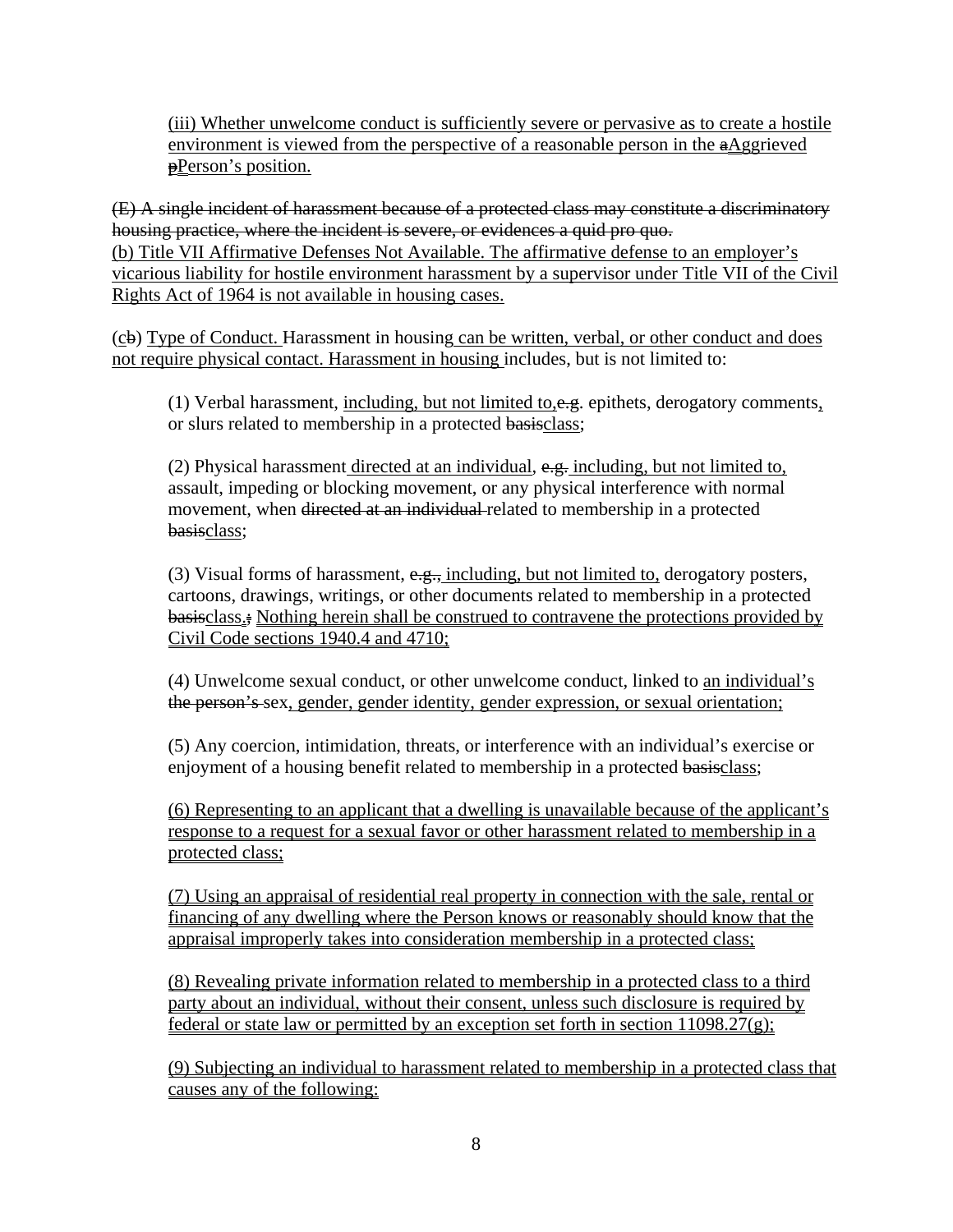(iii) Whether unwelcome conduct is sufficiently severe or pervasive as to create a hostile environment is viewed from the perspective of a reasonable person in the ~~a~~Aggrieved ~~p~~Person's position.

~~(E) A single incident of harassment because of a protected class may constitute a discriminatory housing practice, where the incident is severe, or evidences a quid pro quo.~~
(b) Title VII Affirmative Defenses Not Available. The affirmative defense to an employer's vicarious liability for hostile environment harassment by a supervisor under Title VII of the Civil Rights Act of 1964 is not available in housing cases.

(c~~b~~) Type of Conduct. Harassment in housing can be written, verbal, or other conduct and does not require physical contact. Harassment in housing includes, but is not limited to:

(1) Verbal harassment, including, but not limited to,~~e.g~~. epithets, derogatory comments, or slurs related to membership in a protected ~~basis~~class;

(2) Physical harassment directed at an individual, ~~e.g.~~ including, but not limited to, assault, impeding or blocking movement, or any physical interference with normal movement, when ~~directed at an individual~~ related to membership in a protected ~~basis~~class;

(3) Visual forms of harassment, ~~e.g.,~~ including, but not limited to, derogatory posters, cartoons, drawings, writings, or other documents related to membership in a protected ~~basis~~class.~~;~~ Nothing herein shall be construed to contravene the protections provided by Civil Code sections 1940.4 and 4710;

(4) Unwelcome sexual conduct, or other unwelcome conduct, linked to an individual's ~~the person's~~ sex, gender, gender identity, gender expression, or sexual orientation;

(5) Any coercion, intimidation, threats, or interference with an individual's exercise or enjoyment of a housing benefit related to membership in a protected ~~basis~~class;

(6) Representing to an applicant that a dwelling is unavailable because of the applicant's response to a request for a sexual favor or other harassment related to membership in a protected class;

(7) Using an appraisal of residential real property in connection with the sale, rental or financing of any dwelling where the Person knows or reasonably should know that the appraisal improperly takes into consideration membership in a protected class;

(8) Revealing private information related to membership in a protected class to a third party about an individual, without their consent, unless such disclosure is required by federal or state law or permitted by an exception set forth in section 11098.27(g);

(9) Subjecting an individual to harassment related to membership in a protected class that causes any of the following: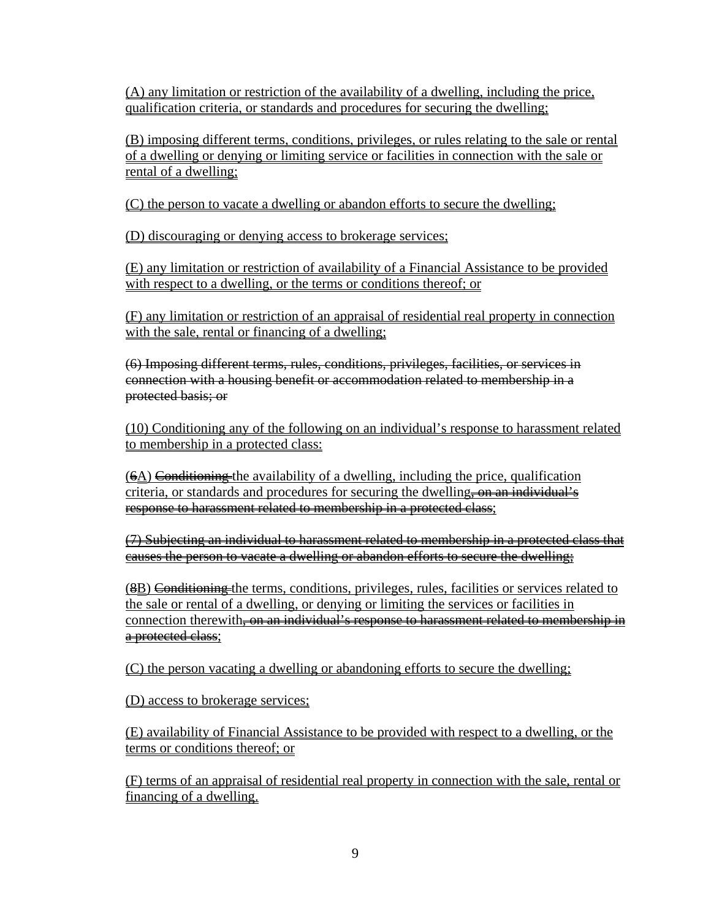(A) any limitation or restriction of the availability of a dwelling, including the price, qualification criteria, or standards and procedures for securing the dwelling;

(B) imposing different terms, conditions, privileges, or rules relating to the sale or rental of a dwelling or denying or limiting service or facilities in connection with the sale or rental of a dwelling;

(C) the person to vacate a dwelling or abandon efforts to secure the dwelling;

(D) discouraging or denying access to brokerage services;

(E) any limitation or restriction of availability of a Financial Assistance to be provided with respect to a dwelling, or the terms or conditions thereof; or

(F) any limitation or restriction of an appraisal of residential real property in connection with the sale, rental or financing of a dwelling;

~~(6) Imposing different terms, rules, conditions, privileges, facilities, or services in connection with a housing benefit or accommodation related to membership in a protected basis; or~~

(10) Conditioning any of the following on an individual's response to harassment related to membership in a protected class:

(~~6~~A) ~~Conditioning~~ the availability of a dwelling, including the price, qualification criteria, or standards and procedures for securing the dwelling~~, on an individual's response to harassment related to membership in a protected class~~;

~~(7) Subjecting an individual to harassment related to membership in a protected class that causes the person to vacate a dwelling or abandon efforts to secure the dwelling;~~

(~~8~~B) ~~Conditioning~~ the terms, conditions, privileges, rules, facilities or services related to the sale or rental of a dwelling, or denying or limiting the services or facilities in connection therewith~~, on an individual's response to harassment related to membership in a protected class~~;

(C) the person vacating a dwelling or abandoning efforts to secure the dwelling;

(D) access to brokerage services;

(E) availability of Financial Assistance to be provided with respect to a dwelling, or the terms or conditions thereof; or

(F) terms of an appraisal of residential real property in connection with the sale, rental or financing of a dwelling.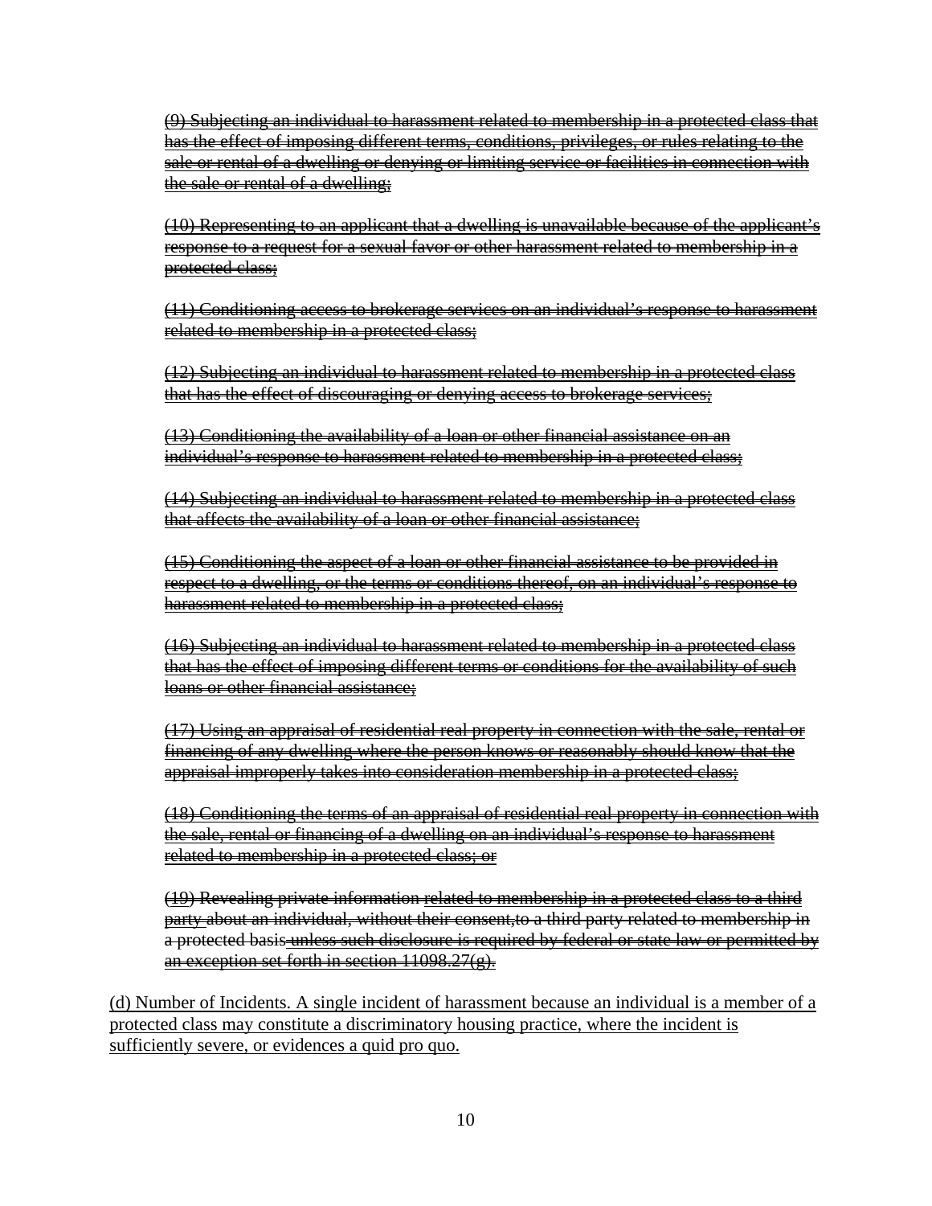~~(9) Subjecting an individual to harassment related to membership in a protected class that has the effect of imposing different terms, conditions, privileges, or rules relating to the sale or rental of a dwelling or denying or limiting service or facilities in connection with the sale or rental of a dwelling;~~

~~(10) Representing to an applicant that a dwelling is unavailable because of the applicant's response to a request for a sexual favor or other harassment related to membership in a protected class;~~

~~(11) Conditioning access to brokerage services on an individual's response to harassment related to membership in a protected class;~~

~~(12) Subjecting an individual to harassment related to membership in a protected class that has the effect of discouraging or denying access to brokerage services;~~

~~(13) Conditioning the availability of a loan or other financial assistance on an individual's response to harassment related to membership in a protected class;~~

~~(14) Subjecting an individual to harassment related to membership in a protected class that affects the availability of a loan or other financial assistance;~~

~~(15) Conditioning the aspect of a loan or other financial assistance to be provided in respect to a dwelling, or the terms or conditions thereof, on an individual's response to harassment related to membership in a protected class;~~

~~(16) Subjecting an individual to harassment related to membership in a protected class that has the effect of imposing different terms or conditions for the availability of such loans or other financial assistance;~~

~~(17) Using an appraisal of residential real property in connection with the sale, rental or financing of any dwelling where the person knows or reasonably should know that the appraisal improperly takes into consideration membership in a protected class;~~

~~(18) Conditioning the terms of an appraisal of residential real property in connection with the sale, rental or financing of a dwelling on an individual's response to harassment related to membership in a protected class; or~~

~~(19) Revealing private information related to membership in a protected class to a third party~~ about an individual, without their consent,to a third party related to membership in a protected basis~~unless such disclosure is required by federal or state law or permitted by an exception set forth in section 11098.27(g).~~

(d) Number of Incidents. A single incident of harassment because an individual is a member of a protected class may constitute a discriminatory housing practice, where the incident is sufficiently severe, or evidences a quid pro quo.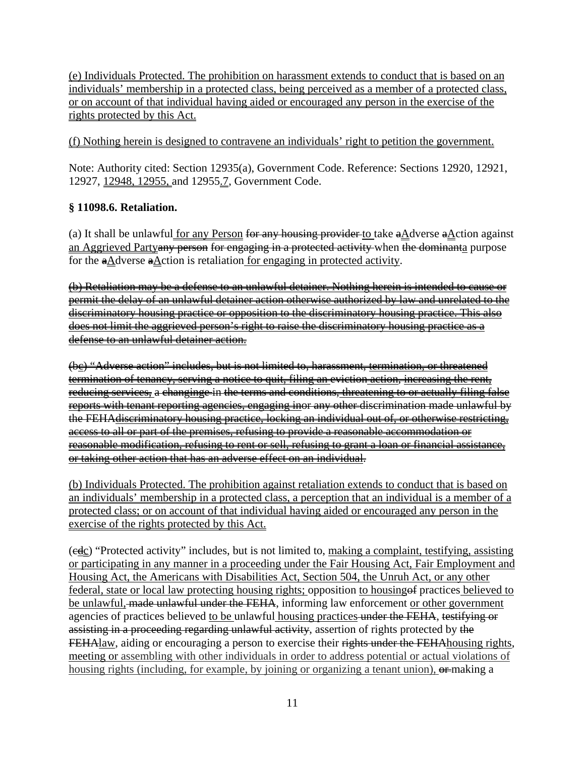(e) Individuals Protected. The prohibition on harassment extends to conduct that is based on an individuals' membership in a protected class, being perceived as a member of a protected class, or on account of that individual having aided or encouraged any person in the exercise of the rights protected by this Act.

(f) Nothing herein is designed to contravene an individuals' right to petition the government.

Note: Authority cited: Section 12935(a), Government Code. Reference: Sections 12920, 12921, 12927, 12948, 12955, and 12955.7, Government Code.

**§ 11098.6. Retaliation.**

(a) It shall be unlawful for any Person ~~for any housing provider~~ to take ~~a~~Adverse ~~a~~Action against an Aggrieved Party~~any person~~ ~~for engaging in a protected activity~~ when ~~the dominant~~a purpose for the ~~a~~Adverse ~~a~~Action is retaliation for engaging in protected activity.

~~(b) Retaliation may be a defense to an unlawful detainer. Nothing herein is intended to cause or permit the delay of an unlawful detainer action otherwise authorized by law and unrelated to the discriminatory housing practice or opposition to the discriminatory housing practice. This also does not limit the aggrieved person's right to raise the discriminatory housing practice as a defense to an unlawful detainer action.~~

~~(bc) "Adverse action" includes, but is not limited to, harassment, termination, or threatened termination of tenancy, serving a notice to quit, filing an eviction action, increasing the rent, reducing services, a changinge in the terms and conditions, threatening to or actually filing false reports with tenant reporting agencies, engaging inor any other discrimination made unlawful by the FEHAdiscriminatory housing practice, locking an individual out of, or otherwise restricting, access to all or part of the premises, refusing to provide a reasonable accommodation or reasonable modification, refusing to rent or sell, refusing to grant a loan or financial assistance, or taking other action that has an adverse effect on an individual.~~

(b) Individuals Protected. The prohibition against retaliation extends to conduct that is based on an individuals' membership in a protected class, a perception that an individual is a member of a protected class; or on account of that individual having aided or encouraged any person in the exercise of the rights protected by this Act.

(~~c~~dc) "Protected activity" includes, but is not limited to, making a complaint, testifying, assisting or participating in any manner in a proceeding under the Fair Housing Act, Fair Employment and Housing Act, the Americans with Disabilities Act, Section 504, the Unruh Act, or any other federal, state or local law protecting housing rights; opposition to housing~~of~~ practices believed to be unlawful, ~~made unlawful under the FEHA~~, informing law enforcement or other government agencies of practices believed to be unlawful housing practices ~~under the FEHA~~, ~~testifying or assisting in a proceeding regarding unlawful activity~~, assertion of rights protected by ~~the FEHA~~law, aiding or encouraging a person to exercise their ~~rights under the FEHA~~housing rights, meeting or assembling with other individuals in order to address potential or actual violations of housing rights (including, for example, by joining or organizing a tenant union), ~~or~~ making a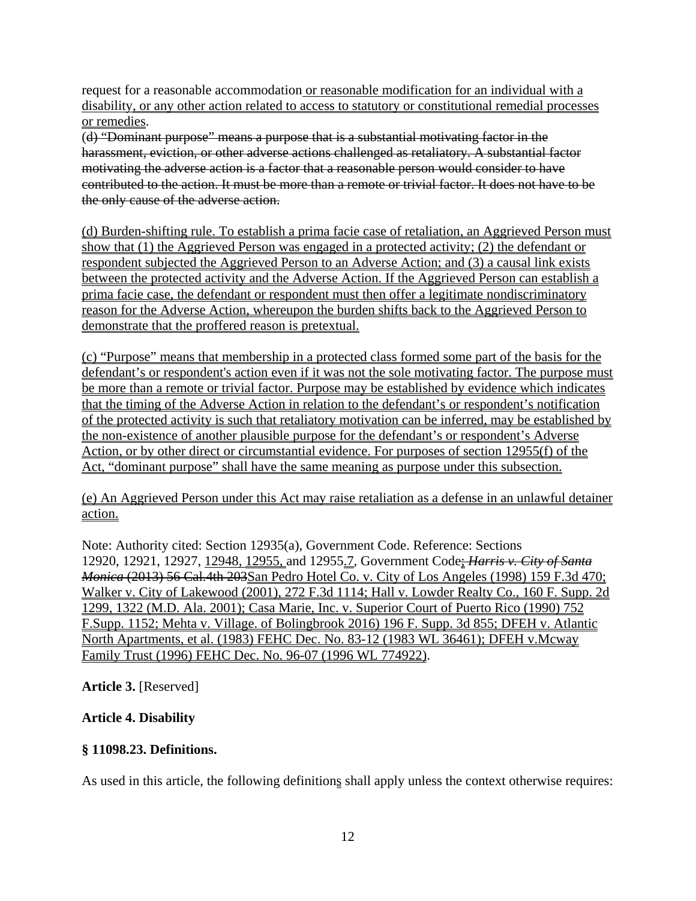request for a reasonable accommodation or reasonable modification for an individual with a disability, or any other action related to access to statutory or constitutional remedial processes or remedies.

~~(d) "Dominant purpose" means a purpose that is a substantial motivating factor in the harassment, eviction, or other adverse actions challenged as retaliatory. A substantial factor motivating the adverse action is a factor that a reasonable person would consider to have contributed to the action. It must be more than a remote or trivial factor. It does not have to be the only cause of the adverse action.~~

(d) Burden-shifting rule. To establish a prima facie case of retaliation, an Aggrieved Person must show that (1) the Aggrieved Person was engaged in a protected activity; (2) the defendant or respondent subjected the Aggrieved Person to an Adverse Action; and (3) a causal link exists between the protected activity and the Adverse Action. If the Aggrieved Person can establish a prima facie case, the defendant or respondent must then offer a legitimate nondiscriminatory reason for the Adverse Action, whereupon the burden shifts back to the Aggrieved Person to demonstrate that the proffered reason is pretextual.

(c) "Purpose" means that membership in a protected class formed some part of the basis for the defendant's or respondent's action even if it was not the sole motivating factor. The purpose must be more than a remote or trivial factor. Purpose may be established by evidence which indicates that the timing of the Adverse Action in relation to the defendant's or respondent's notification of the protected activity is such that retaliatory motivation can be inferred, may be established by the non-existence of another plausible purpose for the defendant's or respondent's Adverse Action, or by other direct or circumstantial evidence. For purposes of section 12955(f) of the Act, "dominant purpose" shall have the same meaning as purpose under this subsection.

(e) An Aggrieved Person under this Act may raise retaliation as a defense in an unlawful detainer action.

Note: Authority cited: Section 12935(a), Government Code. Reference: Sections 12920, 12921, 12927, 12948, 12955, and 12955.7, Government Code~~; *Harris v. City of Santa Monica* (2013) 56 Cal.4th 203~~San Pedro Hotel Co. v. City of Los Angeles (1998) 159 F.3d 470; Walker v. City of Lakewood (2001), 272 F.3d 1114; Hall v. Lowder Realty Co., 160 F. Supp. 2d 1299, 1322 (M.D. Ala. 2001); Casa Marie, Inc. v. Superior Court of Puerto Rico (1990) 752 F.Supp. 1152; Mehta v. Village. of Bolingbrook 2016) 196 F. Supp. 3d 855; DFEH v. Atlantic North Apartments, et al. (1983) FEHC Dec. No. 83-12 (1983 WL 36461); DFEH v.Mcway Family Trust (1996) FEHC Dec. No. 96-07 (1996 WL 774922).

**Article 3.** [Reserved]

**Article 4. Disability**

**§ 11098.23. Definitions.**

As used in this article, the following definitions shall apply unless the context otherwise requires: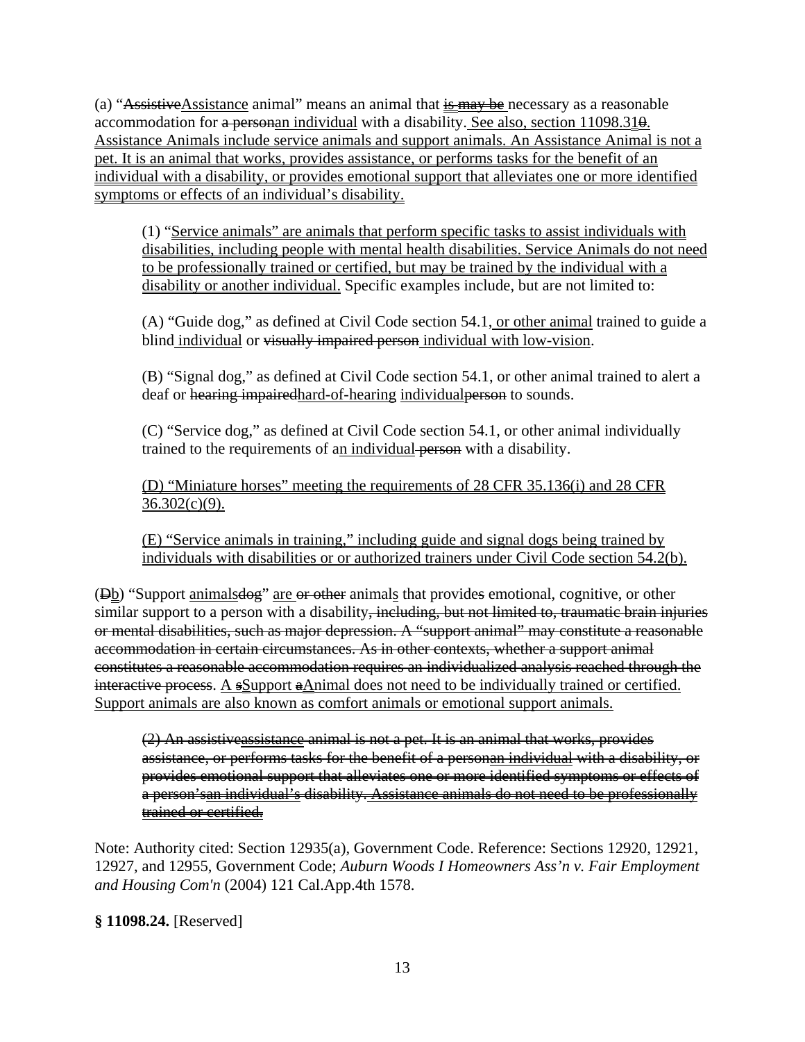(a) "AssistiveAssistance animal" means an animal that is may be necessary as a reasonable accommodation for a personan individual with a disability. See also, section 11098.310. Assistance Animals include service animals and support animals. An Assistance Animal is not a pet. It is an animal that works, provides assistance, or performs tasks for the benefit of an individual with a disability, or provides emotional support that alleviates one or more identified symptoms or effects of an individual's disability.

(1) "Service animals" are animals that perform specific tasks to assist individuals with disabilities, including people with mental health disabilities. Service Animals do not need to be professionally trained or certified, but may be trained by the individual with a disability or another individual. Specific examples include, but are not limited to:

(A) "Guide dog," as defined at Civil Code section 54.1, or other animal trained to guide a blind individual or visually impaired person individual with low-vision.

(B) "Signal dog," as defined at Civil Code section 54.1, or other animal trained to alert a deaf or hearing impairedhard-of-hearing individualperson to sounds.

(C) "Service dog," as defined at Civil Code section 54.1, or other animal individually trained to the requirements of an individual person with a disability.

(D) "Miniature horses" meeting the requirements of 28 CFR 35.136(i) and 28 CFR 36.302(c)(9).

(E) "Service animals in training," including guide and signal dogs being trained by individuals with disabilities or or authorized trainers under Civil Code section 54.2(b).

(Db) "Support animalsdog" are or other animals that provides emotional, cognitive, or other similar support to a person with a disability, including, but not limited to, traumatic brain injuries or mental disabilities, such as major depression. A "support animal" may constitute a reasonable accommodation in certain circumstances. As in other contexts, whether a support animal constitutes a reasonable accommodation requires an individualized analysis reached through the interactive process. A sSupport aAnimal does not need to be individually trained or certified. Support animals are also known as comfort animals or emotional support animals.

(2) An assistiveassistance animal is not a pet. It is an animal that works, provides assistance, or performs tasks for the benefit of a personan individual with a disability, or provides emotional support that alleviates one or more identified symptoms or effects of a person'san individual's disability. Assistance animals do not need to be professionally trained or certified.

Note: Authority cited: Section 12935(a), Government Code. Reference: Sections 12920, 12921, 12927, and 12955, Government Code; *Auburn Woods I Homeowners Ass'n v. Fair Employment and Housing Com'n* (2004) 121 Cal.App.4th 1578.

**§ 11098.24.** [Reserved]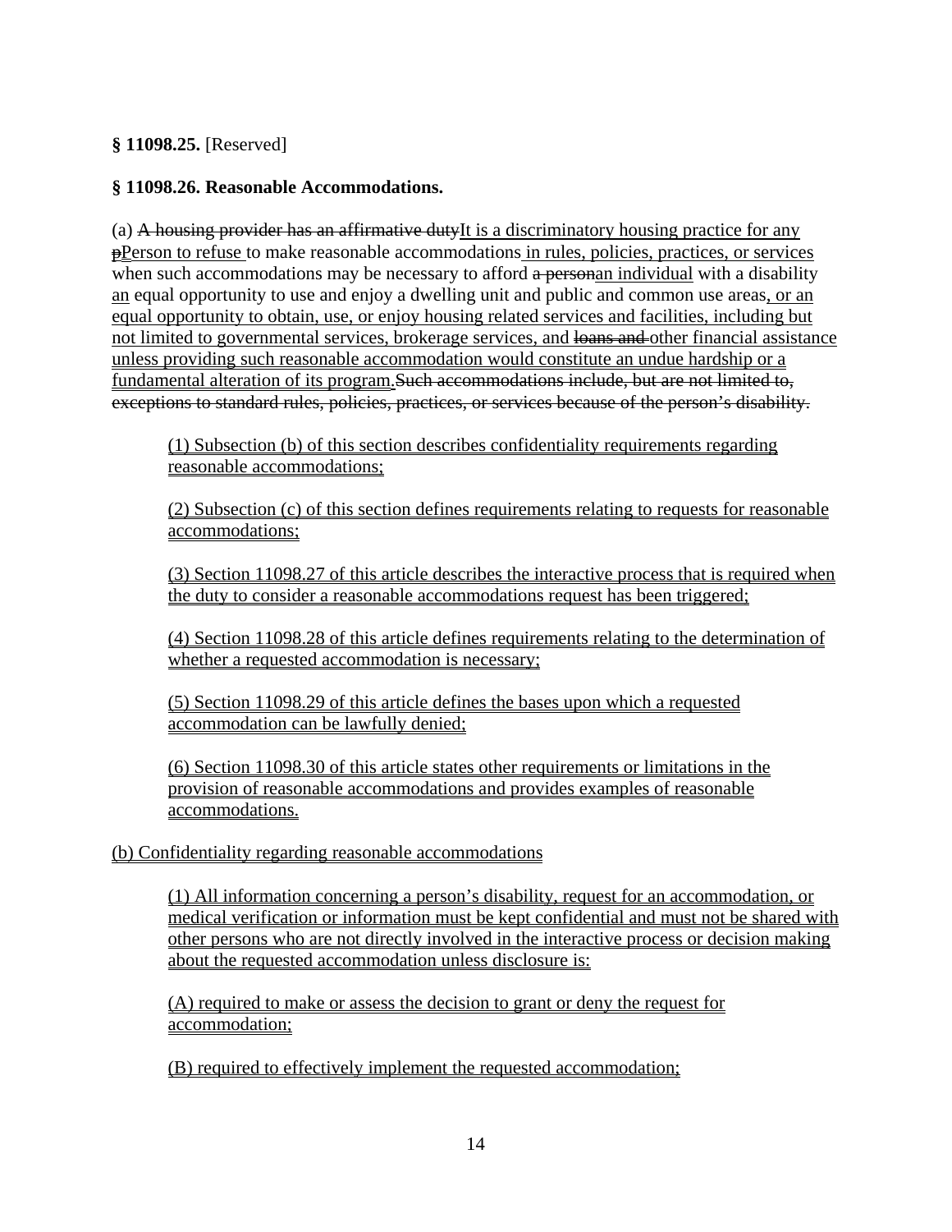**§ 11098.25.** [Reserved]

**§ 11098.26. Reasonable Accommodations.**

(a) ~~A housing provider has an affirmative duty~~It is a discriminatory housing practice for any ~~p~~Person to refuse to make reasonable accommodations in rules, policies, practices, or services when such accommodations may be necessary to afford ~~a person~~an individual with a disability an equal opportunity to use and enjoy a dwelling unit and public and common use areas, or an equal opportunity to obtain, use, or enjoy housing related services and facilities, including but not limited to governmental services, brokerage services, and ~~loans and~~ other financial assistance unless providing such reasonable accommodation would constitute an undue hardship or a fundamental alteration of its program.~~Such accommodations include, but are not limited to, exceptions to standard rules, policies, practices, or services because of the person's disability.~~

(1) Subsection (b) of this section describes confidentiality requirements regarding reasonable accommodations;

(2) Subsection (c) of this section defines requirements relating to requests for reasonable accommodations;

(3) Section 11098.27 of this article describes the interactive process that is required when the duty to consider a reasonable accommodations request has been triggered;

(4) Section 11098.28 of this article defines requirements relating to the determination of whether a requested accommodation is necessary;

(5) Section 11098.29 of this article defines the bases upon which a requested accommodation can be lawfully denied;

(6) Section 11098.30 of this article states other requirements or limitations in the provision of reasonable accommodations and provides examples of reasonable accommodations.

(b) Confidentiality regarding reasonable accommodations

(1) All information concerning a person's disability, request for an accommodation, or medical verification or information must be kept confidential and must not be shared with other persons who are not directly involved in the interactive process or decision making about the requested accommodation unless disclosure is:

(A) required to make or assess the decision to grant or deny the request for accommodation;

(B) required to effectively implement the requested accommodation;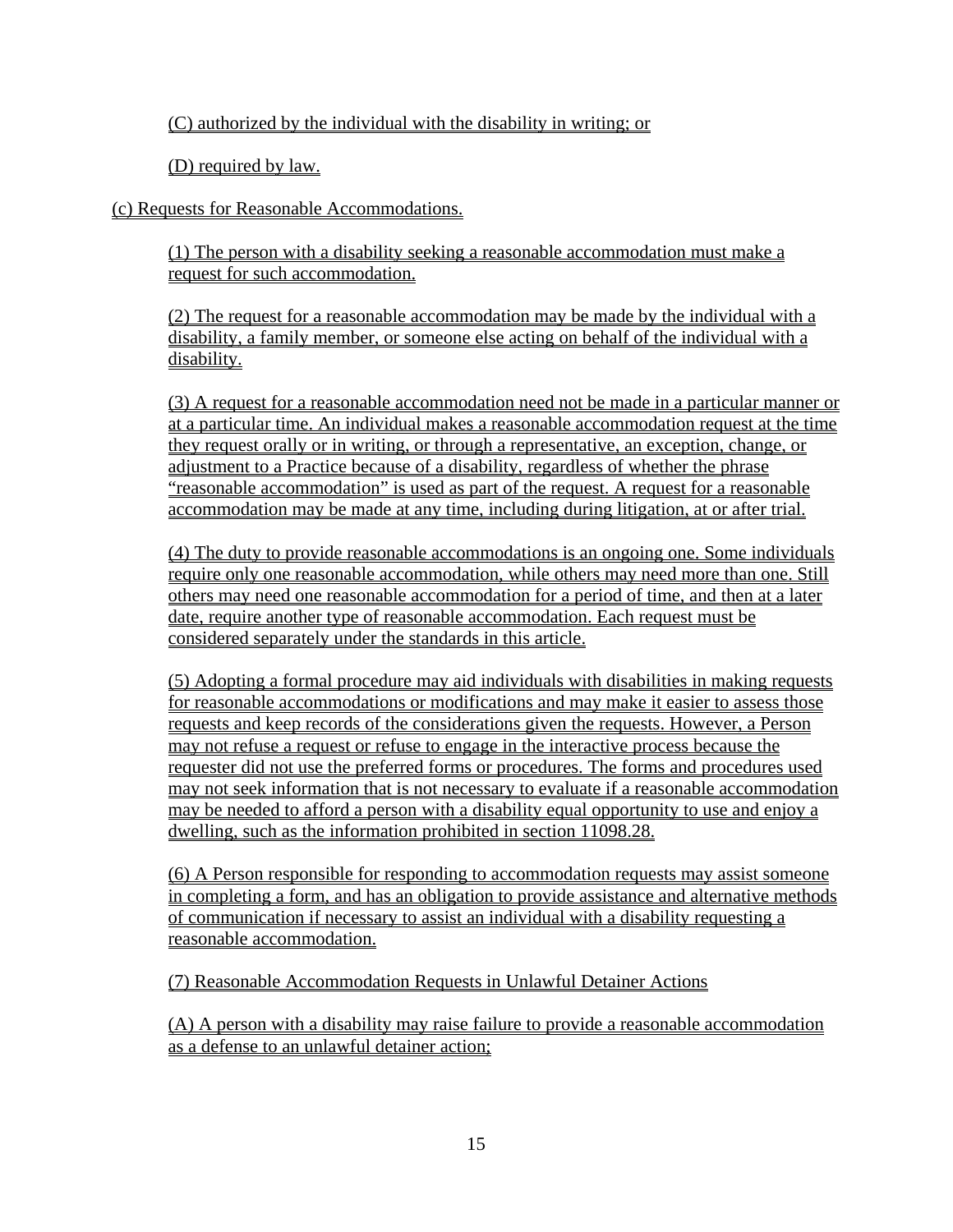(C) authorized by the individual with the disability in writing; or

(D) required by law.

(c) Requests for Reasonable Accommodations.

(1) The person with a disability seeking a reasonable accommodation must make a request for such accommodation.

(2) The request for a reasonable accommodation may be made by the individual with a disability, a family member, or someone else acting on behalf of the individual with a disability.

(3) A request for a reasonable accommodation need not be made in a particular manner or at a particular time. An individual makes a reasonable accommodation request at the time they request orally or in writing, or through a representative, an exception, change, or adjustment to a Practice because of a disability, regardless of whether the phrase "reasonable accommodation" is used as part of the request. A request for a reasonable accommodation may be made at any time, including during litigation, at or after trial.

(4) The duty to provide reasonable accommodations is an ongoing one. Some individuals require only one reasonable accommodation, while others may need more than one. Still others may need one reasonable accommodation for a period of time, and then at a later date, require another type of reasonable accommodation. Each request must be considered separately under the standards in this article.

(5) Adopting a formal procedure may aid individuals with disabilities in making requests for reasonable accommodations or modifications and may make it easier to assess those requests and keep records of the considerations given the requests. However, a Person may not refuse a request or refuse to engage in the interactive process because the requester did not use the preferred forms or procedures. The forms and procedures used may not seek information that is not necessary to evaluate if a reasonable accommodation may be needed to afford a person with a disability equal opportunity to use and enjoy a dwelling, such as the information prohibited in section 11098.28.

(6) A Person responsible for responding to accommodation requests may assist someone in completing a form, and has an obligation to provide assistance and alternative methods of communication if necessary to assist an individual with a disability requesting a reasonable accommodation.

(7) Reasonable Accommodation Requests in Unlawful Detainer Actions

(A) A person with a disability may raise failure to provide a reasonable accommodation as a defense to an unlawful detainer action;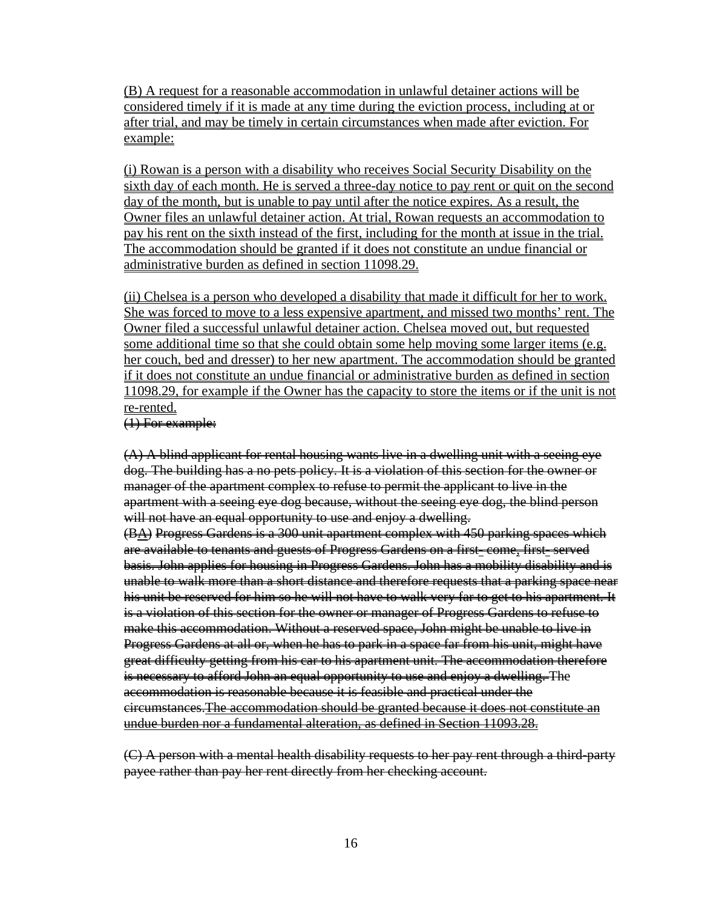(B) A request for a reasonable accommodation in unlawful detainer actions will be considered timely if it is made at any time during the eviction process, including at or after trial, and may be timely in certain circumstances when made after eviction. For example:

(i) Rowan is a person with a disability who receives Social Security Disability on the sixth day of each month. He is served a three-day notice to pay rent or quit on the second day of the month, but is unable to pay until after the notice expires. As a result, the Owner files an unlawful detainer action. At trial, Rowan requests an accommodation to pay his rent on the sixth instead of the first, including for the month at issue in the trial. The accommodation should be granted if it does not constitute an undue financial or administrative burden as defined in section 11098.29.

(ii) Chelsea is a person who developed a disability that made it difficult for her to work. She was forced to move to a less expensive apartment, and missed two months' rent. The Owner filed a successful unlawful detainer action. Chelsea moved out, but requested some additional time so that she could obtain some help moving some larger items (e.g. her couch, bed and dresser) to her new apartment. The accommodation should be granted if it does not constitute an undue financial or administrative burden as defined in section 11098.29, for example if the Owner has the capacity to store the items or if the unit is not re-rented.

~~(1) For example:~~

~~(A) A blind applicant for rental housing wants live in a dwelling unit with a seeing eye dog. The building has a no pets policy. It is a violation of this section for the owner or manager of the apartment complex to refuse to permit the applicant to live in the apartment with a seeing eye dog because, without the seeing eye dog, the blind person will not have an equal opportunity to use and enjoy a dwelling.~~

~~(B~~A) ~~Progress Gardens is a 300 unit apartment complex with 450 parking spaces which are available to tenants and guests of Progress Gardens on a first- come, first- served basis. John applies for housing in Progress Gardens. John has a mobility disability and is unable to walk more than a short distance and therefore requests that a parking space near his unit be reserved for him so he will not have to walk very far to get to his apartment. It is a violation of this section for the owner or manager of Progress Gardens to refuse to make this accommodation. Without a reserved space, John might be unable to live in Progress Gardens at all or, when he has to park in a space far from his unit, might have great difficulty getting from his car to his apartment unit. The accommodation therefore is necessary to afford John an equal opportunity to use and enjoy a dwelling. The accommodation is reasonable because it is feasible and practical under the circumstances.The accommodation should be granted because it does not constitute an undue burden nor a fundamental alteration, as defined in Section 11093.28.~~

~~(C) A person with a mental health disability requests to her pay rent through a third-party payee rather than pay her rent directly from her checking account.~~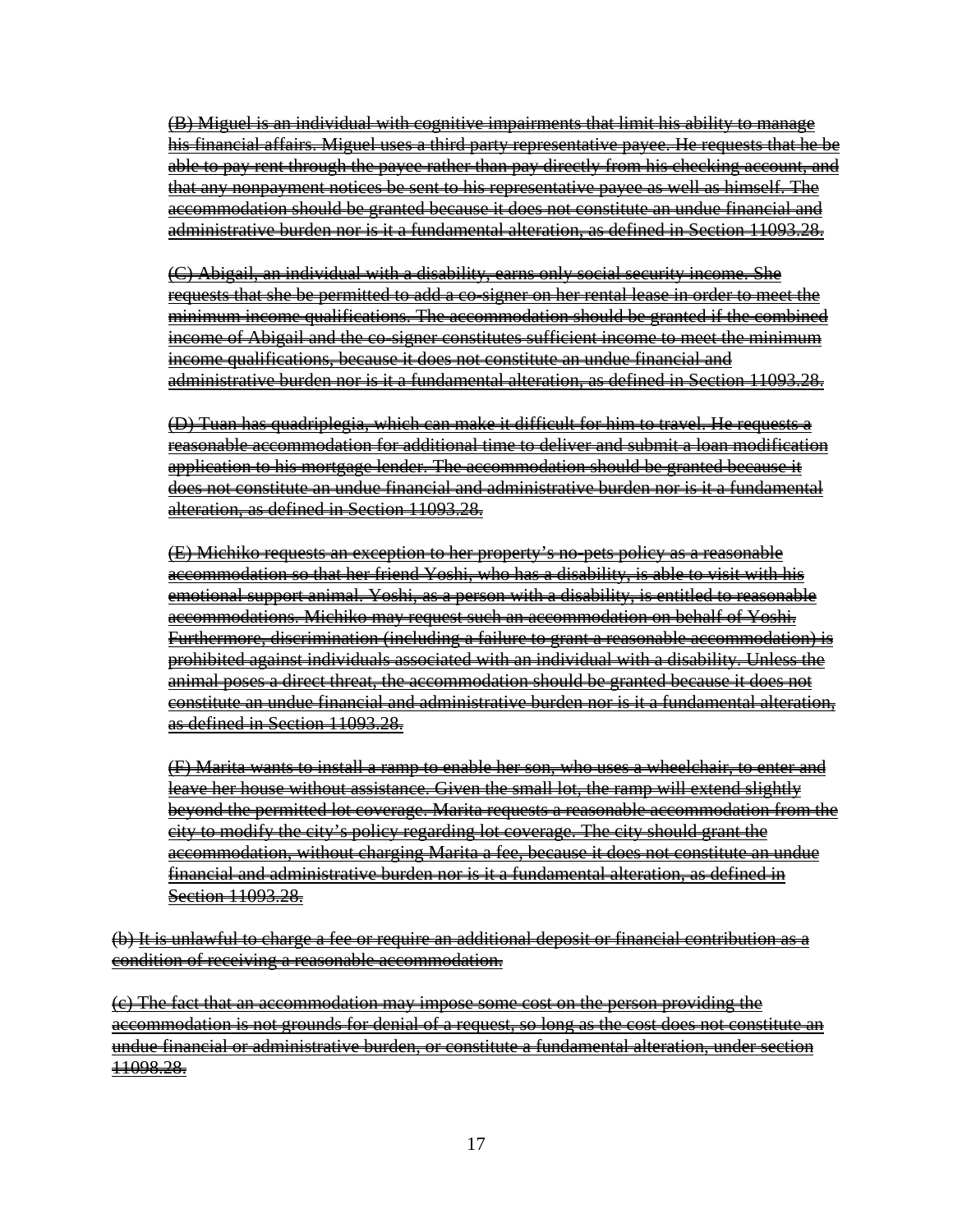~~(B) Miguel is an individual with cognitive impairments that limit his ability to manage his financial affairs. Miguel uses a third party representative payee. He requests that he be able to pay rent through the payee rather than pay directly from his checking account, and that any nonpayment notices be sent to his representative payee as well as himself. The accommodation should be granted because it does not constitute an undue financial and administrative burden nor is it a fundamental alteration, as defined in Section 11093.28.~~

~~(C) Abigail, an individual with a disability, earns only social security income. She requests that she be permitted to add a co-signer on her rental lease in order to meet the minimum income qualifications. The accommodation should be granted if the combined income of Abigail and the co-signer constitutes sufficient income to meet the minimum income qualifications, because it does not constitute an undue financial and administrative burden nor is it a fundamental alteration, as defined in Section 11093.28.~~

~~(D) Tuan has quadriplegia, which can make it difficult for him to travel. He requests a reasonable accommodation for additional time to deliver and submit a loan modification application to his mortgage lender. The accommodation should be granted because it does not constitute an undue financial and administrative burden nor is it a fundamental alteration, as defined in Section 11093.28.~~

~~(E) Michiko requests an exception to her property's no-pets policy as a reasonable accommodation so that her friend Yoshi, who has a disability, is able to visit with his emotional support animal. Yoshi, as a person with a disability, is entitled to reasonable accommodations. Michiko may request such an accommodation on behalf of Yoshi. Furthermore, discrimination (including a failure to grant a reasonable accommodation) is prohibited against individuals associated with an individual with a disability. Unless the animal poses a direct threat, the accommodation should be granted because it does not constitute an undue financial and administrative burden nor is it a fundamental alteration, as defined in Section 11093.28.~~

~~(F) Marita wants to install a ramp to enable her son, who uses a wheelchair, to enter and leave her house without assistance. Given the small lot, the ramp will extend slightly beyond the permitted lot coverage. Marita requests a reasonable accommodation from the city to modify the city's policy regarding lot coverage. The city should grant the accommodation, without charging Marita a fee, because it does not constitute an undue financial and administrative burden nor is it a fundamental alteration, as defined in Section 11093.28.~~

~~(b) It is unlawful to charge a fee or require an additional deposit or financial contribution as a condition of receiving a reasonable accommodation.~~

~~(c) The fact that an accommodation may impose some cost on the person providing the accommodation is not grounds for denial of a request, so long as the cost does not constitute an undue financial or administrative burden, or constitute a fundamental alteration, under section 11098.28.~~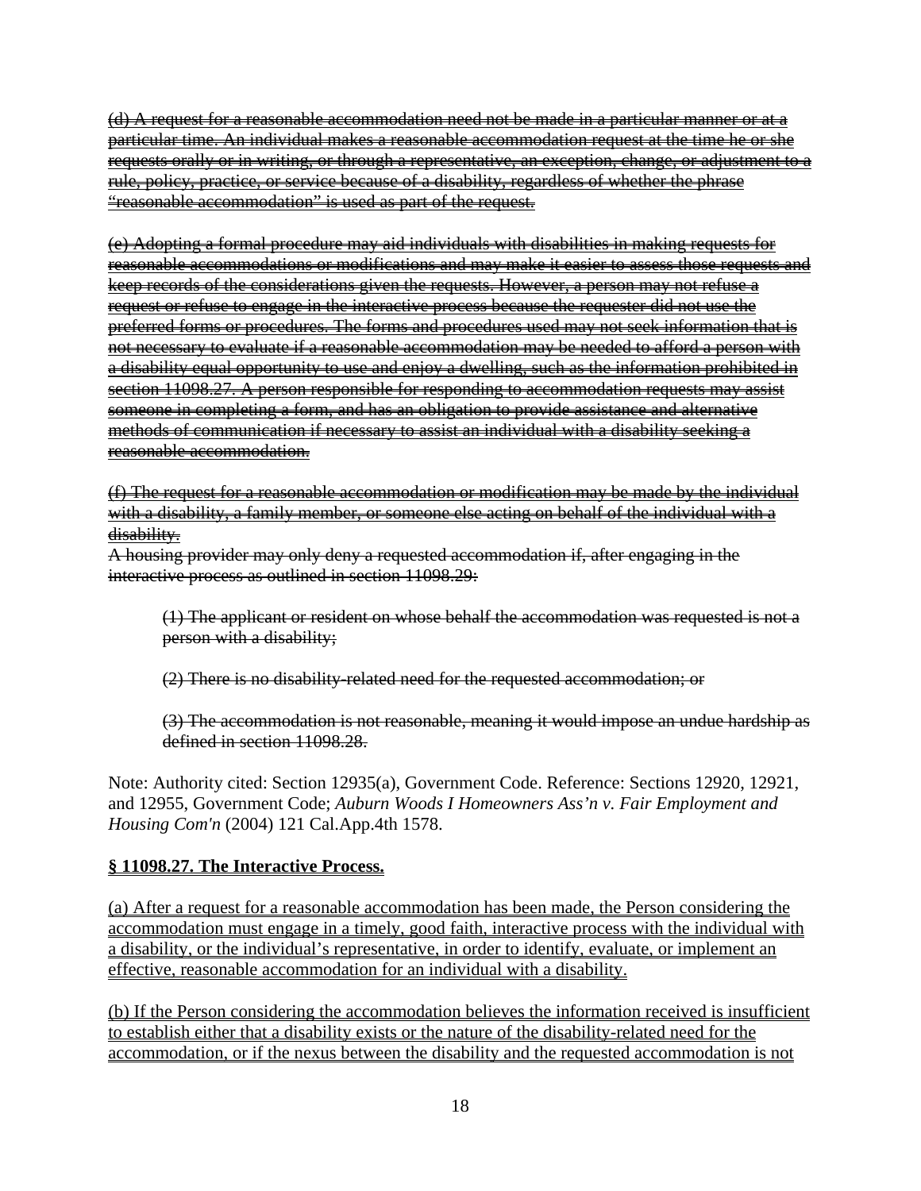~~(d) A request for a reasonable accommodation need not be made in a particular manner or at a particular time. An individual makes a reasonable accommodation request at the time he or she requests orally or in writing, or through a representative, an exception, change, or adjustment to a rule, policy, practice, or service because of a disability, regardless of whether the phrase "reasonable accommodation" is used as part of the request.~~

~~(e) Adopting a formal procedure may aid individuals with disabilities in making requests for reasonable accommodations or modifications and may make it easier to assess those requests and keep records of the considerations given the requests. However, a person may not refuse a request or refuse to engage in the interactive process because the requester did not use the preferred forms or procedures. The forms and procedures used may not seek information that is not necessary to evaluate if a reasonable accommodation may be needed to afford a person with a disability equal opportunity to use and enjoy a dwelling, such as the information prohibited in section 11098.27. A person responsible for responding to accommodation requests may assist someone in completing a form, and has an obligation to provide assistance and alternative methods of communication if necessary to assist an individual with a disability seeking a reasonable accommodation.~~

~~(f) The request for a reasonable accommodation or modification may be made by the individual with a disability, a family member, or someone else acting on behalf of the individual with a disability.~~
~~A housing provider may only deny a requested accommodation if, after engaging in the interactive process as outlined in section 11098.29:~~

> ~~(1) The applicant or resident on whose behalf the accommodation was requested is not a person with a disability;~~
>
> ~~(2) There is no disability-related need for the requested accommodation; or~~
>
> ~~(3) The accommodation is not reasonable, meaning it would impose an undue hardship as defined in section 11098.28.~~

Note: Authority cited: Section 12935(a), Government Code. Reference: Sections 12920, 12921, and 12955, Government Code; *Auburn Woods I Homeowners Ass'n v. Fair Employment and Housing Com'n* (2004) 121 Cal.App.4th 1578.

<u>**§ 11098.27. The Interactive Process.**</u>

<u>(a) After a request for a reasonable accommodation has been made, the Person considering the accommodation must engage in a timely, good faith, interactive process with the individual with a disability, or the individual's representative, in order to identify, evaluate, or implement an effective, reasonable accommodation for an individual with a disability.</u>

<u>(b) If the Person considering the accommodation believes the information received is insufficient to establish either that a disability exists or the nature of the disability-related need for the accommodation, or if the nexus between the disability and the requested accommodation is not</u>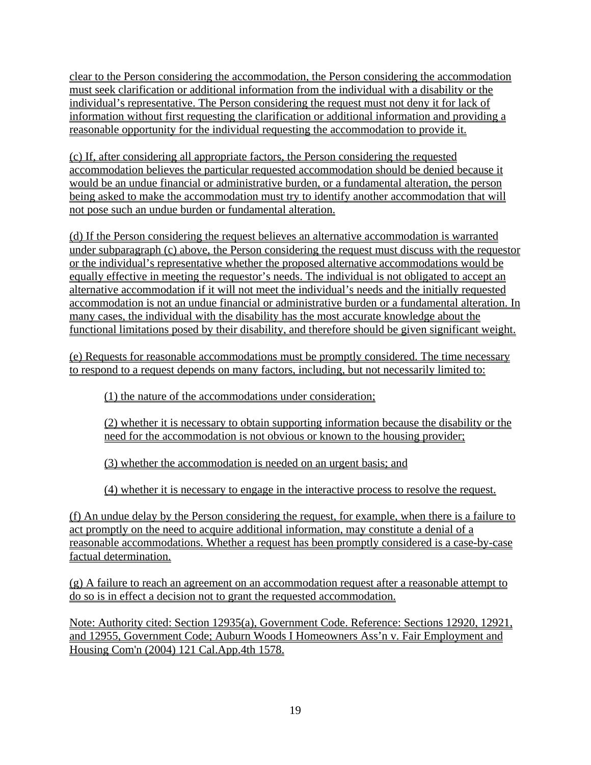clear to the Person considering the accommodation, the Person considering the accommodation must seek clarification or additional information from the individual with a disability or the individual's representative. The Person considering the request must not deny it for lack of information without first requesting the clarification or additional information and providing a reasonable opportunity for the individual requesting the accommodation to provide it.

(c) If, after considering all appropriate factors, the Person considering the requested accommodation believes the particular requested accommodation should be denied because it would be an undue financial or administrative burden, or a fundamental alteration, the person being asked to make the accommodation must try to identify another accommodation that will not pose such an undue burden or fundamental alteration.

(d) If the Person considering the request believes an alternative accommodation is warranted under subparagraph (c) above, the Person considering the request must discuss with the requestor or the individual's representative whether the proposed alternative accommodations would be equally effective in meeting the requestor's needs. The individual is not obligated to accept an alternative accommodation if it will not meet the individual's needs and the initially requested accommodation is not an undue financial or administrative burden or a fundamental alteration. In many cases, the individual with the disability has the most accurate knowledge about the functional limitations posed by their disability, and therefore should be given significant weight.

(e) Requests for reasonable accommodations must be promptly considered. The time necessary to respond to a request depends on many factors, including, but not necessarily limited to:

(1) the nature of the accommodations under consideration;

(2) whether it is necessary to obtain supporting information because the disability or the need for the accommodation is not obvious or known to the housing provider;

(3) whether the accommodation is needed on an urgent basis; and

(4) whether it is necessary to engage in the interactive process to resolve the request.

(f) An undue delay by the Person considering the request, for example, when there is a failure to act promptly on the need to acquire additional information, may constitute a denial of a reasonable accommodations. Whether a request has been promptly considered is a case-by-case factual determination.

(g) A failure to reach an agreement on an accommodation request after a reasonable attempt to do so is in effect a decision not to grant the requested accommodation.

Note: Authority cited: Section 12935(a), Government Code. Reference: Sections 12920, 12921, and 12955, Government Code; Auburn Woods I Homeowners Ass'n v. Fair Employment and Housing Com'n (2004) 121 Cal.App.4th 1578.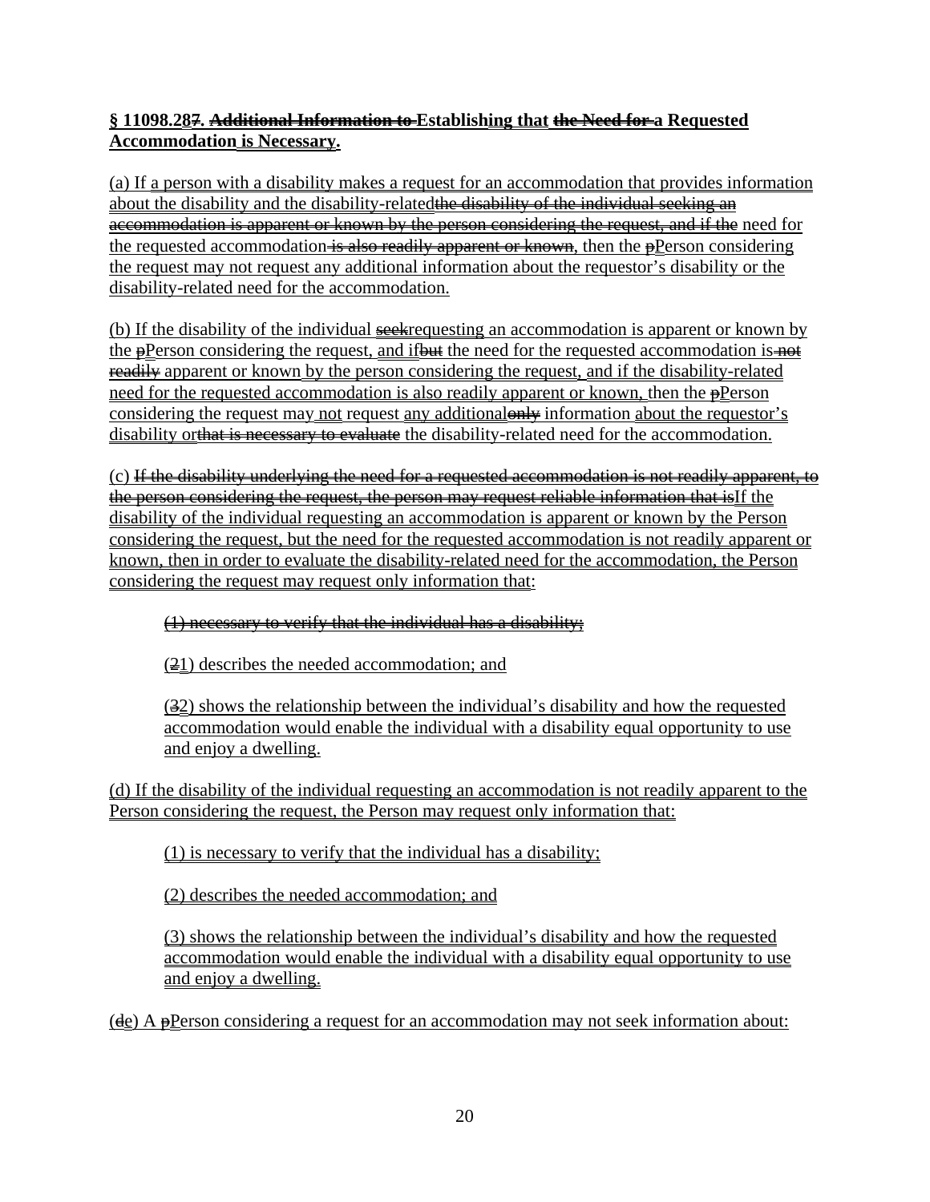**§ 11098.287. Additional Information to Establishing that the Need for a Requested Accommodation is Necessary.**

(a) If a person with a disability makes a request for an accommodation that provides information about the disability and the disability-relatedthe disability of the individual seeking an accommodation is apparent or known by the person considering the request, and if the need for the requested accommodation is also readily apparent or known, then the pPerson considering the request may not request any additional information about the requestor's disability or the disability-related need for the accommodation.

(b) If the disability of the individual seekrequesting an accommodation is apparent or known by the pPerson considering the request, and ifbut the need for the requested accommodation is not readily apparent or known by the person considering the request, and if the disability-related need for the requested accommodation is also readily apparent or known, then the pPerson considering the request may not request any additionalonly information about the requestor's disability orthat is necessary to evaluate the disability-related need for the accommodation.

(c) If the disability underlying the need for a requested accommodation is not readily apparent, to the person considering the request, the person may request reliable information that isIf the disability of the individual requesting an accommodation is apparent or known by the Person considering the request, but the need for the requested accommodation is not readily apparent or known, then in order to evaluate the disability-related need for the accommodation, the Person considering the request may request only information that:

> (1) necessary to verify that the individual has a disability;
>
> (21) describes the needed accommodation; and
>
> (32) shows the relationship between the individual's disability and how the requested accommodation would enable the individual with a disability equal opportunity to use and enjoy a dwelling.

(d) If the disability of the individual requesting an accommodation is not readily apparent to the Person considering the request, the Person may request only information that:

> (1) is necessary to verify that the individual has a disability;
>
> (2) describes the needed accommodation; and
>
> (3) shows the relationship between the individual's disability and how the requested accommodation would enable the individual with a disability equal opportunity to use and enjoy a dwelling.

(de) A pPerson considering a request for an accommodation may not seek information about: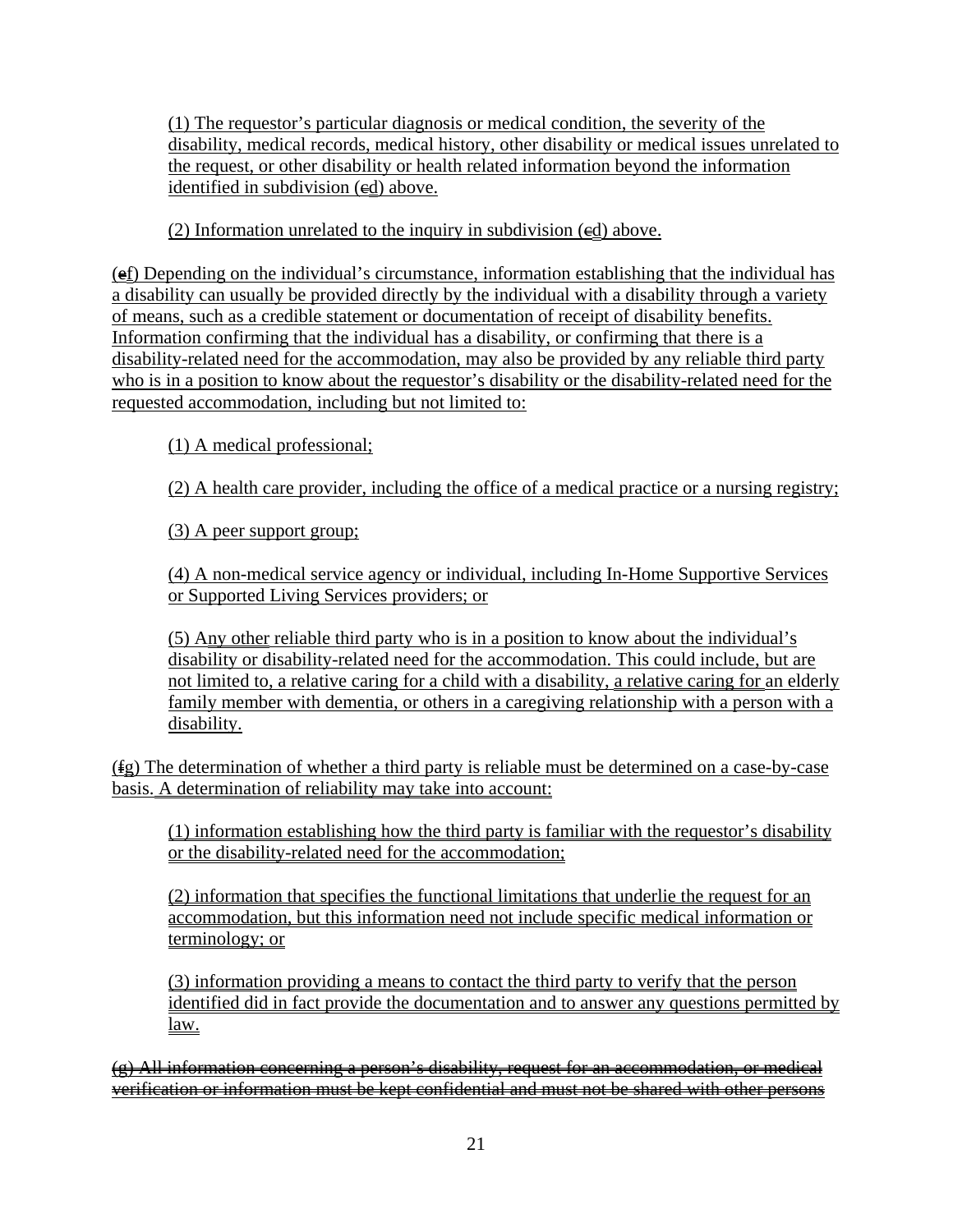(1) The requestor's particular diagnosis or medical condition, the severity of the disability, medical records, medical history, other disability or medical issues unrelated to the request, or other disability or health related information beyond the information identified in subdivision (~~c~~d) above.

(2) Information unrelated to the inquiry in subdivision (~~c~~d) above.

(~~e~~f) Depending on the individual's circumstance, information establishing that the individual has a disability can usually be provided directly by the individual with a disability through a variety of means, such as a credible statement or documentation of receipt of disability benefits. Information confirming that the individual has a disability, or confirming that there is a disability-related need for the accommodation, may also be provided by any reliable third party who is in a position to know about the requestor's disability or the disability-related need for the requested accommodation, including but not limited to:

(1) A medical professional;

(2) A health care provider, including the office of a medical practice or a nursing registry;

(3) A peer support group;

(4) A non-medical service agency or individual, including In-Home Supportive Services or Supported Living Services providers; or

(5) Any other reliable third party who is in a position to know about the individual's disability or disability-related need for the accommodation. This could include, but are not limited to, a relative caring for a child with a disability, a relative caring for an elderly family member with dementia, or others in a caregiving relationship with a person with a disability.

(~~f~~g) The determination of whether a third party is reliable must be determined on a case-by-case basis. A determination of reliability may take into account:

(1) information establishing how the third party is familiar with the requestor's disability or the disability-related need for the accommodation;

(2) information that specifies the functional limitations that underlie the request for an accommodation, but this information need not include specific medical information or terminology; or

(3) information providing a means to contact the third party to verify that the person identified did in fact provide the documentation and to answer any questions permitted by law.

~~(g) All information concerning a person's disability, request for an accommodation, or medical verification or information must be kept confidential and must not be shared with other persons~~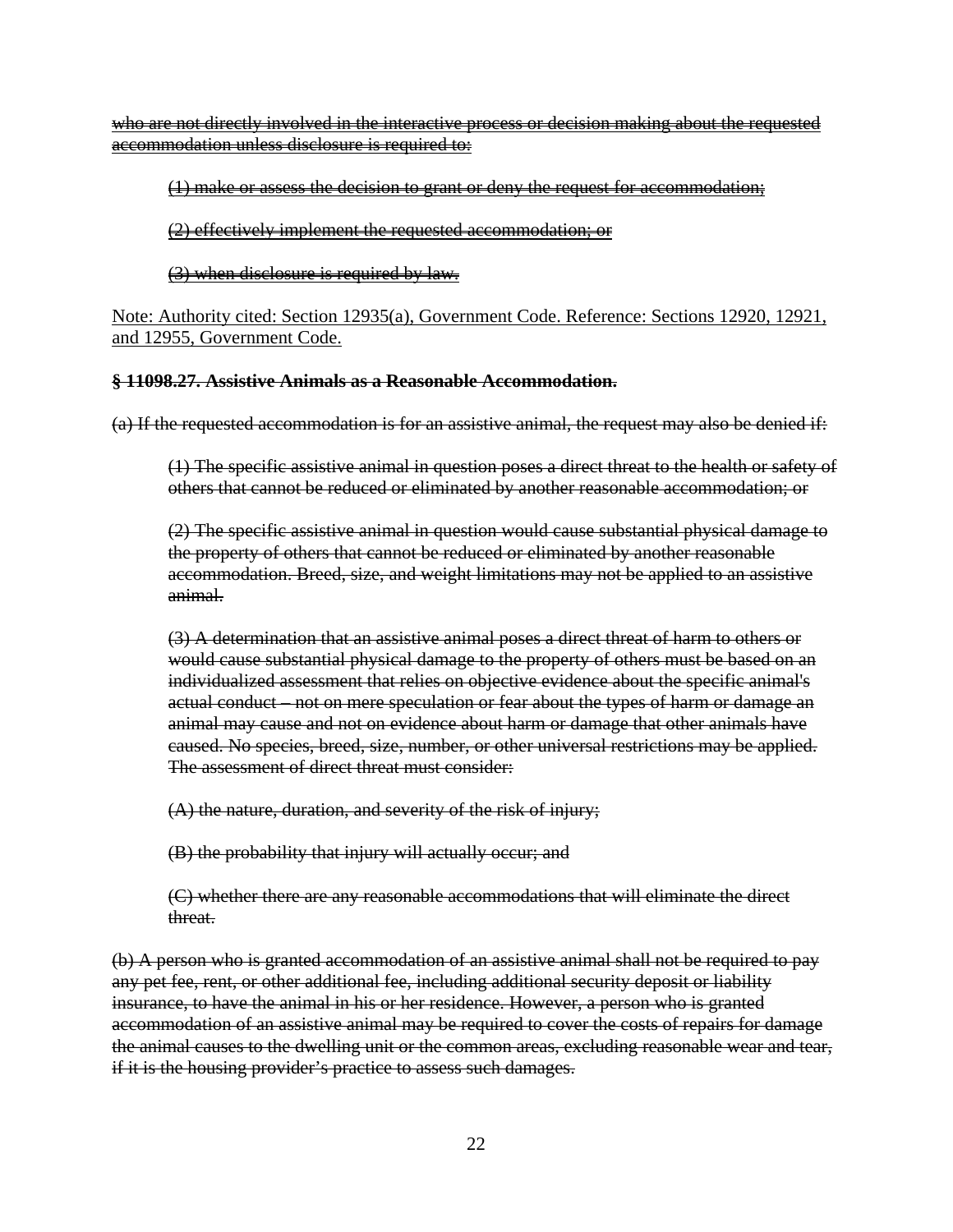~~who are not directly involved in the interactive process or decision making about the requested accommodation unless disclosure is required to:~~

> ~~(1) make or assess the decision to grant or deny the request for accommodation;~~
>
> ~~(2) effectively implement the requested accommodation; or~~
>
> ~~(3) when disclosure is required by law.~~

<u>Note: Authority cited: Section 12935(a), Government Code. Reference: Sections 12920, 12921, and 12955, Government Code.</u>

**~~§ 11098.27. Assistive Animals as a Reasonable Accommodation.~~**

~~(a) If the requested accommodation is for an assistive animal, the request may also be denied if:~~

> ~~(1) The specific assistive animal in question poses a direct threat to the health or safety of others that cannot be reduced or eliminated by another reasonable accommodation; or~~
>
> ~~(2) The specific assistive animal in question would cause substantial physical damage to the property of others that cannot be reduced or eliminated by another reasonable accommodation. Breed, size, and weight limitations may not be applied to an assistive animal.~~
>
> ~~(3) A determination that an assistive animal poses a direct threat of harm to others or would cause substantial physical damage to the property of others must be based on an individualized assessment that relies on objective evidence about the specific animal's actual conduct – not on mere speculation or fear about the types of harm or damage an animal may cause and not on evidence about harm or damage that other animals have caused. No species, breed, size, number, or other universal restrictions may be applied. The assessment of direct threat must consider:~~
>
> ~~(A) the nature, duration, and severity of the risk of injury;~~
>
> ~~(B) the probability that injury will actually occur; and~~
>
> ~~(C) whether there are any reasonable accommodations that will eliminate the direct threat.~~

~~(b) A person who is granted accommodation of an assistive animal shall not be required to pay any pet fee, rent, or other additional fee, including additional security deposit or liability insurance, to have the animal in his or her residence. However, a person who is granted accommodation of an assistive animal may be required to cover the costs of repairs for damage the animal causes to the dwelling unit or the common areas, excluding reasonable wear and tear, if it is the housing provider's practice to assess such damages.~~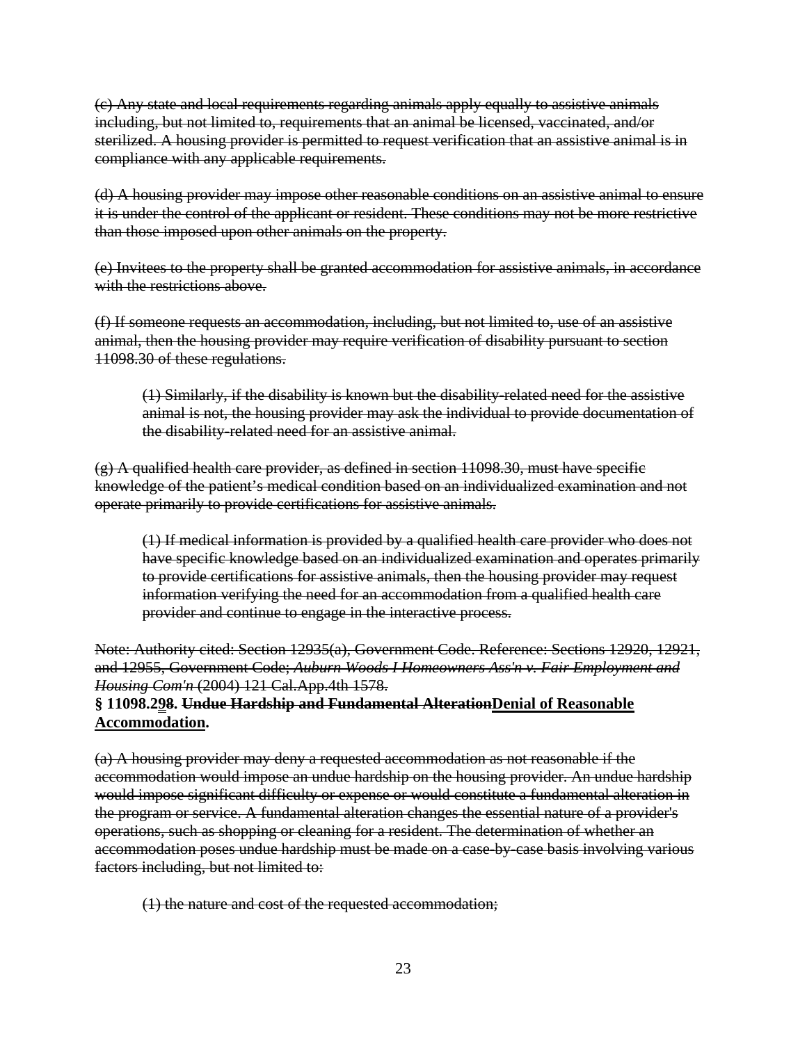~~(c) Any state and local requirements regarding animals apply equally to assistive animals including, but not limited to, requirements that an animal be licensed, vaccinated, and/or sterilized. A housing provider is permitted to request verification that an assistive animal is in compliance with any applicable requirements.~~

~~(d) A housing provider may impose other reasonable conditions on an assistive animal to ensure it is under the control of the applicant or resident. These conditions may not be more restrictive than those imposed upon other animals on the property.~~

~~(e) Invitees to the property shall be granted accommodation for assistive animals, in accordance with the restrictions above.~~

~~(f) If someone requests an accommodation, including, but not limited to, use of an assistive animal, then the housing provider may require verification of disability pursuant to section 11098.30 of these regulations.~~

> ~~(1) Similarly, if the disability is known but the disability-related need for the assistive animal is not, the housing provider may ask the individual to provide documentation of the disability-related need for an assistive animal.~~

~~(g) A qualified health care provider, as defined in section 11098.30, must have specific knowledge of the patient's medical condition based on an individualized examination and not operate primarily to provide certifications for assistive animals.~~

> ~~(1) If medical information is provided by a qualified health care provider who does not have specific knowledge based on an individualized examination and operates primarily to provide certifications for assistive animals, then the housing provider may request information verifying the need for an accommodation from a qualified health care provider and continue to engage in the interactive process.~~

~~Note: Authority cited: Section 12935(a), Government Code. Reference: Sections 12920, 12921, and 12955, Government Code; *Auburn Woods I Homeowners Ass'n v. Fair Employment and Housing Com'n* (2004) 121 Cal.App.4th 1578.~~

**§ 11098.2<u>9</u>~~8~~. ~~Undue Hardship and Fundamental Alteration~~<u>Denial of Reasonable Accommodation</u>.**

~~(a) A housing provider may deny a requested accommodation as not reasonable if the accommodation would impose an undue hardship on the housing provider. An undue hardship would impose significant difficulty or expense or would constitute a fundamental alteration in the program or service. A fundamental alteration changes the essential nature of a provider's operations, such as shopping or cleaning for a resident. The determination of whether an accommodation poses undue hardship must be made on a case-by-case basis involving various factors including, but not limited to:~~

> ~~(1) the nature and cost of the requested accommodation;~~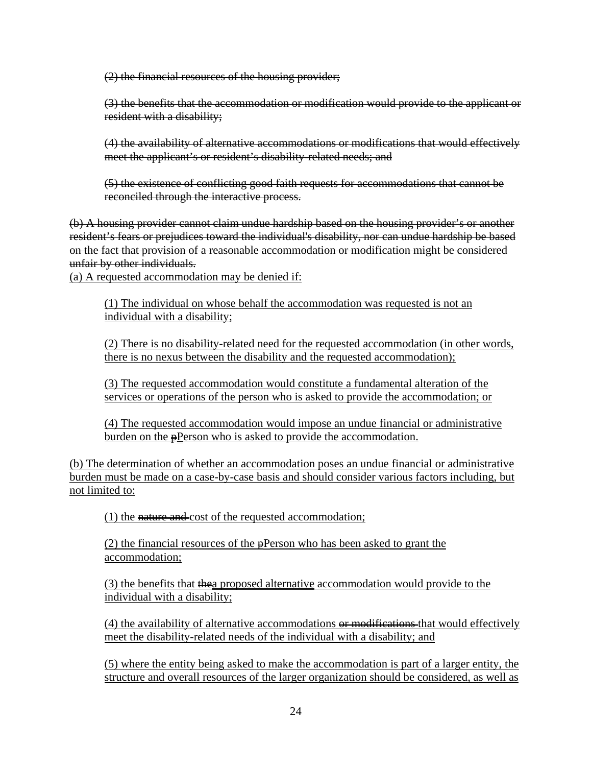~~(2) the financial resources of the housing provider;~~

~~(3) the benefits that the accommodation or modification would provide to the applicant or resident with a disability;~~

~~(4) the availability of alternative accommodations or modifications that would effectively meet the applicant's or resident's disability-related needs; and~~

~~(5) the existence of conflicting good faith requests for accommodations that cannot be reconciled through the interactive process.~~

~~(b) A housing provider cannot claim undue hardship based on the housing provider's or another resident's fears or prejudices toward the individual's disability, nor can undue hardship be based on the fact that provision of a reasonable accommodation or modification might be considered unfair by other individuals.~~

<u>(a) A requested accommodation may be denied if:</u>

<u>(1) The individual on whose behalf the accommodation was requested is not an individual with a disability;</u>

<u>(2) There is no disability-related need for the requested accommodation (in other words, there is no nexus between the disability and the requested accommodation);</u>

<u>(3) The requested accommodation would constitute a fundamental alteration of the services or operations of the person who is asked to provide the accommodation; or</u>

<u>(4) The requested accommodation would impose an undue financial or administrative burden on the ~~p~~Person who is asked to provide the accommodation.</u>

<u>(b) The determination of whether an accommodation poses an undue financial or administrative burden must be made on a case-by-case basis and should consider various factors including, but not limited to:</u>

<u>(1) the ~~nature and~~ cost of the requested accommodation;</u>

<u>(2) the financial resources of the ~~p~~Person who has been asked to grant the accommodation;</u>

<u>(3) the benefits that ~~the~~a proposed alternative accommodation would provide to the individual with a disability;</u>

<u>(4) the availability of alternative accommodations ~~or modifications~~ that would effectively meet the disability-related needs of the individual with a disability; and</u>

<u>(5) where the entity being asked to make the accommodation is part of a larger entity, the structure and overall resources of the larger organization should be considered, as well as</u>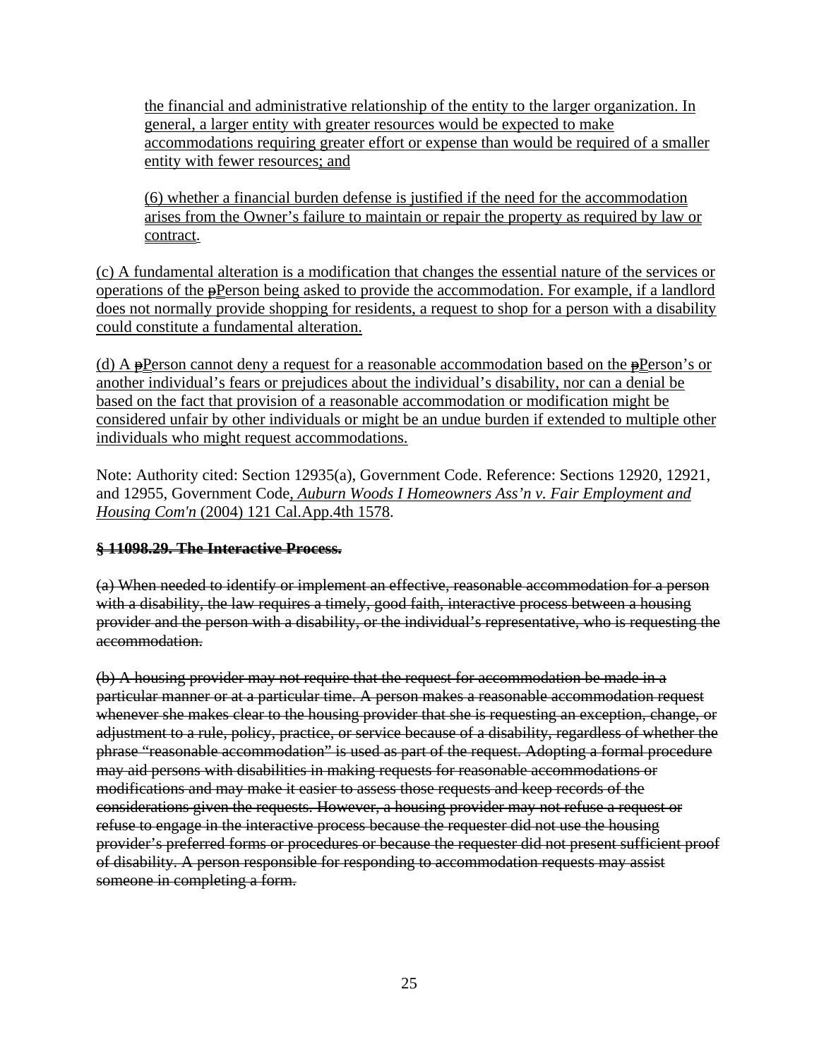the financial and administrative relationship of the entity to the larger organization. In general, a larger entity with greater resources would be expected to make accommodations requiring greater effort or expense than would be required of a smaller entity with fewer resources; and

(6) whether a financial burden defense is justified if the need for the accommodation arises from the Owner's failure to maintain or repair the property as required by law or contract.

(c) A fundamental alteration is a modification that changes the essential nature of the services or operations of the ~~p~~Person being asked to provide the accommodation. For example, if a landlord does not normally provide shopping for residents, a request to shop for a person with a disability could constitute a fundamental alteration.

(d) A ~~p~~Person cannot deny a request for a reasonable accommodation based on the ~~p~~Person's or another individual's fears or prejudices about the individual's disability, nor can a denial be based on the fact that provision of a reasonable accommodation or modification might be considered unfair by other individuals or might be an undue burden if extended to multiple other individuals who might request accommodations.

Note: Authority cited: Section 12935(a), Government Code. Reference: Sections 12920, 12921, and 12955, Government Code, *Auburn Woods I Homeowners Ass'n v. Fair Employment and Housing Com'n* (2004) 121 Cal.App.4th 1578.

~~**§ 11098.29. The Interactive Process.**~~

~~(a) When needed to identify or implement an effective, reasonable accommodation for a person with a disability, the law requires a timely, good faith, interactive process between a housing provider and the person with a disability, or the individual's representative, who is requesting the accommodation.~~

~~(b) A housing provider may not require that the request for accommodation be made in a particular manner or at a particular time. A person makes a reasonable accommodation request whenever she makes clear to the housing provider that she is requesting an exception, change, or adjustment to a rule, policy, practice, or service because of a disability, regardless of whether the phrase "reasonable accommodation" is used as part of the request. Adopting a formal procedure may aid persons with disabilities in making requests for reasonable accommodations or modifications and may make it easier to assess those requests and keep records of the considerations given the requests. However, a housing provider may not refuse a request or refuse to engage in the interactive process because the requester did not use the housing provider's preferred forms or procedures or because the requester did not present sufficient proof of disability. A person responsible for responding to accommodation requests may assist someone in completing a form.~~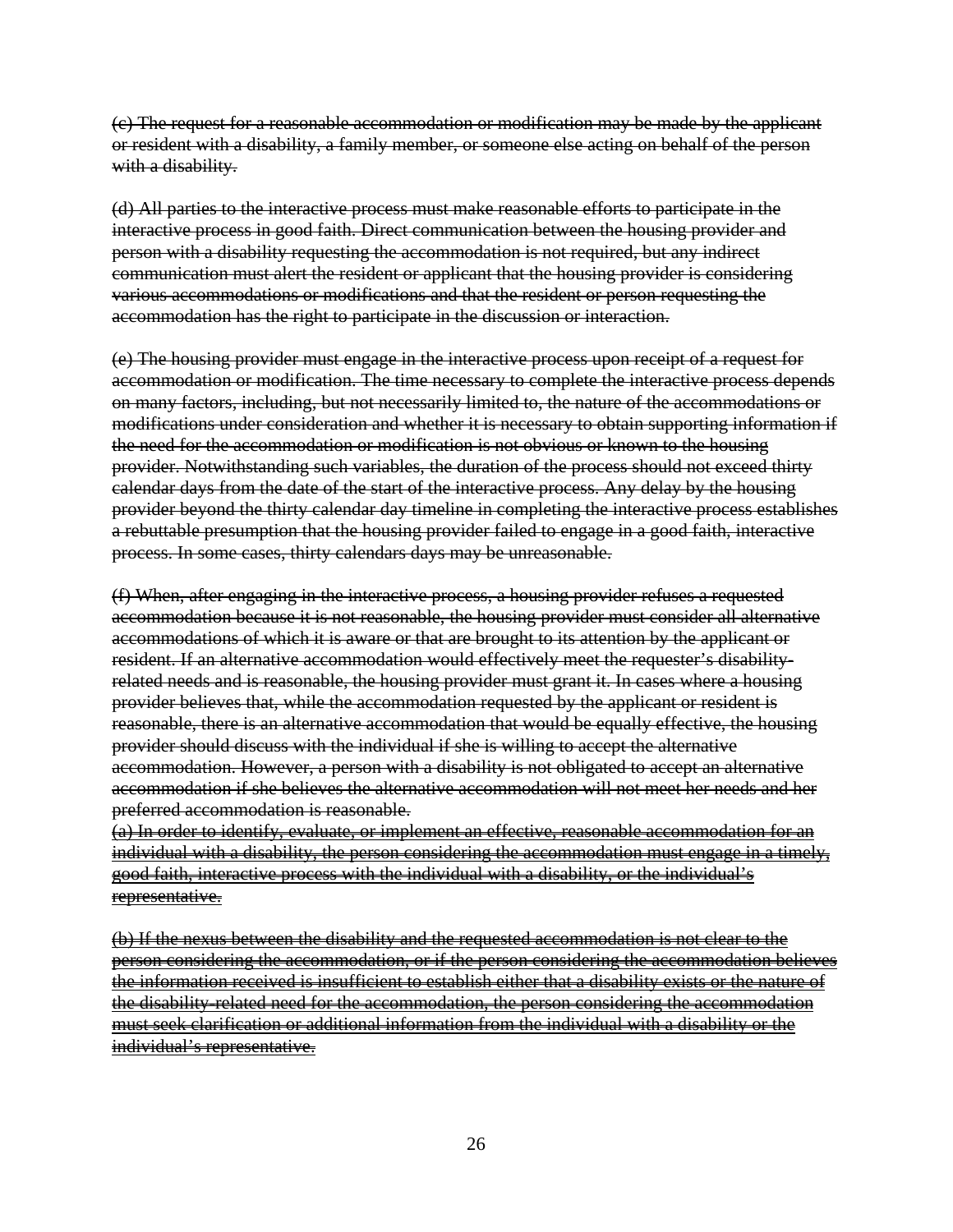~~(c) The request for a reasonable accommodation or modification may be made by the applicant or resident with a disability, a family member, or someone else acting on behalf of the person with a disability.~~

~~(d) All parties to the interactive process must make reasonable efforts to participate in the interactive process in good faith. Direct communication between the housing provider and person with a disability requesting the accommodation is not required, but any indirect communication must alert the resident or applicant that the housing provider is considering various accommodations or modifications and that the resident or person requesting the accommodation has the right to participate in the discussion or interaction.~~

~~(e) The housing provider must engage in the interactive process upon receipt of a request for accommodation or modification. The time necessary to complete the interactive process depends on many factors, including, but not necessarily limited to, the nature of the accommodations or modifications under consideration and whether it is necessary to obtain supporting information if the need for the accommodation or modification is not obvious or known to the housing provider. Notwithstanding such variables, the duration of the process should not exceed thirty calendar days from the date of the start of the interactive process. Any delay by the housing provider beyond the thirty calendar day timeline in completing the interactive process establishes a rebuttable presumption that the housing provider failed to engage in a good faith, interactive process. In some cases, thirty calendars days may be unreasonable.~~

~~(f) When, after engaging in the interactive process, a housing provider refuses a requested accommodation because it is not reasonable, the housing provider must consider all alternative accommodations of which it is aware or that are brought to its attention by the applicant or resident. If an alternative accommodation would effectively meet the requester's disability-related needs and is reasonable, the housing provider must grant it. In cases where a housing provider believes that, while the accommodation requested by the applicant or resident is reasonable, there is an alternative accommodation that would be equally effective, the housing provider should discuss with the individual if she is willing to accept the alternative accommodation. However, a person with a disability is not obligated to accept an alternative accommodation if she believes the alternative accommodation will not meet her needs and her preferred accommodation is reasonable.~~

~~(a) In order to identify, evaluate, or implement an effective, reasonable accommodation for an individual with a disability, the person considering the accommodation must engage in a timely, good faith, interactive process with the individual with a disability, or the individual's representative.~~

~~(b) If the nexus between the disability and the requested accommodation is not clear to the person considering the accommodation, or if the person considering the accommodation believes the information received is insufficient to establish either that a disability exists or the nature of the disability-related need for the accommodation, the person considering the accommodation must seek clarification or additional information from the individual with a disability or the individual's representative.~~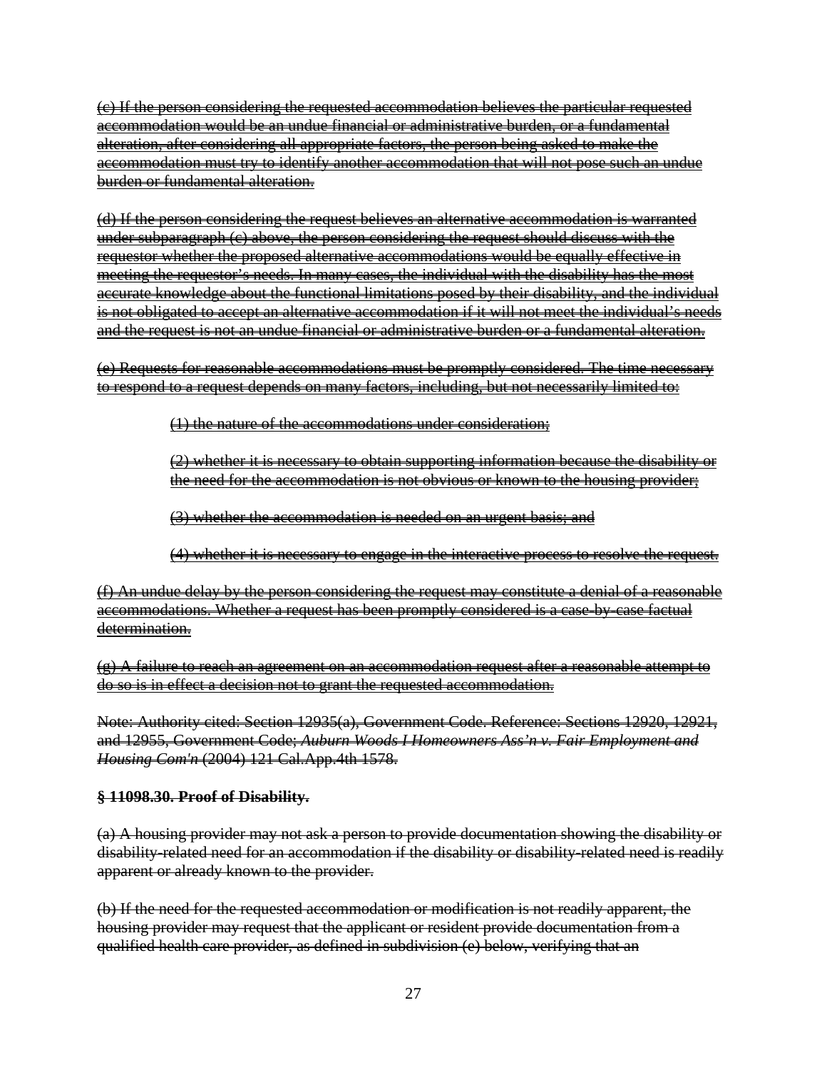~~(c) If the person considering the requested accommodation believes the particular requested accommodation would be an undue financial or administrative burden, or a fundamental alteration, after considering all appropriate factors, the person being asked to make the accommodation must try to identify another accommodation that will not pose such an undue burden or fundamental alteration.~~

~~(d) If the person considering the request believes an alternative accommodation is warranted under subparagraph (c) above, the person considering the request should discuss with the requestor whether the proposed alternative accommodations would be equally effective in meeting the requestor's needs. In many cases, the individual with the disability has the most accurate knowledge about the functional limitations posed by their disability, and the individual is not obligated to accept an alternative accommodation if it will not meet the individual's needs and the request is not an undue financial or administrative burden or a fundamental alteration.~~

~~(e) Requests for reasonable accommodations must be promptly considered. The time necessary to respond to a request depends on many factors, including, but not necessarily limited to:~~

> ~~(1) the nature of the accommodations under consideration;~~
>
> ~~(2) whether it is necessary to obtain supporting information because the disability or the need for the accommodation is not obvious or known to the housing provider;~~
>
> ~~(3) whether the accommodation is needed on an urgent basis; and~~
>
> ~~(4) whether it is necessary to engage in the interactive process to resolve the request.~~

~~(f) An undue delay by the person considering the request may constitute a denial of a reasonable accommodations. Whether a request has been promptly considered is a case-by-case factual determination.~~

~~(g) A failure to reach an agreement on an accommodation request after a reasonable attempt to do so is in effect a decision not to grant the requested accommodation.~~

~~Note: Authority cited: Section 12935(a), Government Code. Reference: Sections 12920, 12921, and 12955, Government Code; *Auburn Woods I Homeowners Ass'n v. Fair Employment and Housing Com'n* (2004) 121 Cal.App.4th 1578.~~

**~~§ 11098.30. Proof of Disability.~~**

~~(a) A housing provider may not ask a person to provide documentation showing the disability or disability-related need for an accommodation if the disability or disability-related need is readily apparent or already known to the provider.~~

~~(b) If the need for the requested accommodation or modification is not readily apparent, the housing provider may request that the applicant or resident provide documentation from a qualified health care provider, as defined in subdivision (e) below, verifying that an~~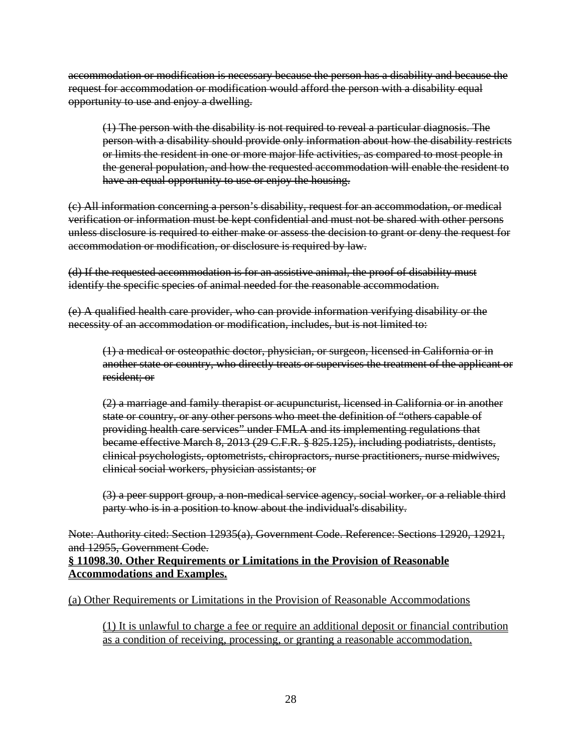~~accommodation or modification is necessary because the person has a disability and because the request for accommodation or modification would afford the person with a disability equal opportunity to use and enjoy a dwelling.~~

> ~~(1) The person with the disability is not required to reveal a particular diagnosis. The person with a disability should provide only information about how the disability restricts or limits the resident in one or more major life activities, as compared to most people in the general population, and how the requested accommodation will enable the resident to have an equal opportunity to use or enjoy the housing.~~

~~(c) All information concerning a person's disability, request for an accommodation, or medical verification or information must be kept confidential and must not be shared with other persons unless disclosure is required to either make or assess the decision to grant or deny the request for accommodation or modification, or disclosure is required by law.~~

~~(d) If the requested accommodation is for an assistive animal, the proof of disability must identify the specific species of animal needed for the reasonable accommodation.~~

~~(e) A qualified health care provider, who can provide information verifying disability or the necessity of an accommodation or modification, includes, but is not limited to:~~

> ~~(1) a medical or osteopathic doctor, physician, or surgeon, licensed in California or in another state or country, who directly treats or supervises the treatment of the applicant or resident; or~~
>
> ~~(2) a marriage and family therapist or acupuncturist, licensed in California or in another state or country, or any other persons who meet the definition of "others capable of providing health care services" under FMLA and its implementing regulations that became effective March 8, 2013 (29 C.F.R. § 825.125), including podiatrists, dentists, clinical psychologists, optometrists, chiropractors, nurse practitioners, nurse midwives, clinical social workers, physician assistants; or~~
>
> ~~(3) a peer support group, a non-medical service agency, social worker, or a reliable third party who is in a position to know about the individual's disability.~~

~~Note: Authority cited: Section 12935(a), Government Code. Reference: Sections 12920, 12921, and 12955, Government Code.~~

<u>**§ 11098.30. Other Requirements or Limitations in the Provision of Reasonable Accommodations and Examples.**</u>

<u>(a) Other Requirements or Limitations in the Provision of Reasonable Accommodations</u>

> <u>(1) It is unlawful to charge a fee or require an additional deposit or financial contribution as a condition of receiving, processing, or granting a reasonable accommodation.</u>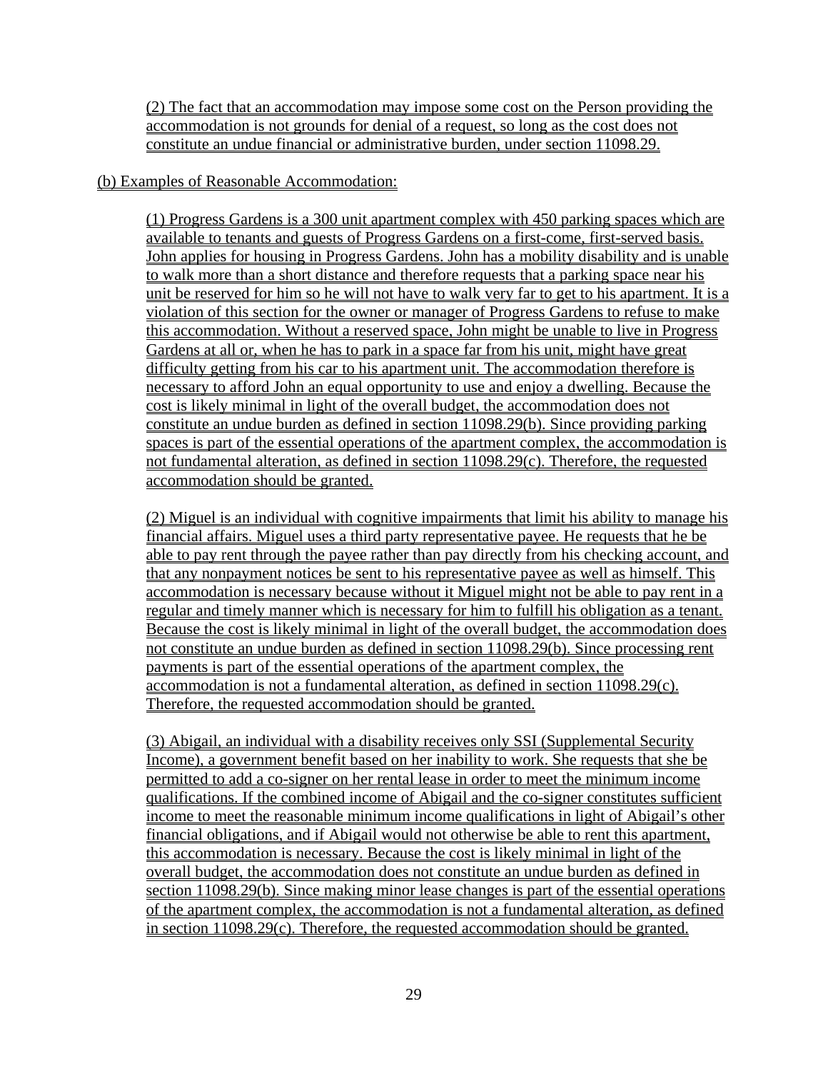(2) The fact that an accommodation may impose some cost on the Person providing the accommodation is not grounds for denial of a request, so long as the cost does not constitute an undue financial or administrative burden, under section 11098.29.

(b) Examples of Reasonable Accommodation:

(1) Progress Gardens is a 300 unit apartment complex with 450 parking spaces which are available to tenants and guests of Progress Gardens on a first-come, first-served basis. John applies for housing in Progress Gardens. John has a mobility disability and is unable to walk more than a short distance and therefore requests that a parking space near his unit be reserved for him so he will not have to walk very far to get to his apartment. It is a violation of this section for the owner or manager of Progress Gardens to refuse to make this accommodation. Without a reserved space, John might be unable to live in Progress Gardens at all or, when he has to park in a space far from his unit, might have great difficulty getting from his car to his apartment unit. The accommodation therefore is necessary to afford John an equal opportunity to use and enjoy a dwelling. Because the cost is likely minimal in light of the overall budget, the accommodation does not constitute an undue burden as defined in section 11098.29(b). Since providing parking spaces is part of the essential operations of the apartment complex, the accommodation is not fundamental alteration, as defined in section 11098.29(c). Therefore, the requested accommodation should be granted.

(2) Miguel is an individual with cognitive impairments that limit his ability to manage his financial affairs. Miguel uses a third party representative payee. He requests that he be able to pay rent through the payee rather than pay directly from his checking account, and that any nonpayment notices be sent to his representative payee as well as himself. This accommodation is necessary because without it Miguel might not be able to pay rent in a regular and timely manner which is necessary for him to fulfill his obligation as a tenant. Because the cost is likely minimal in light of the overall budget, the accommodation does not constitute an undue burden as defined in section 11098.29(b). Since processing rent payments is part of the essential operations of the apartment complex, the accommodation is not a fundamental alteration, as defined in section 11098.29(c). Therefore, the requested accommodation should be granted.

(3) Abigail, an individual with a disability receives only SSI (Supplemental Security Income), a government benefit based on her inability to work. She requests that she be permitted to add a co-signer on her rental lease in order to meet the minimum income qualifications. If the combined income of Abigail and the co-signer constitutes sufficient income to meet the reasonable minimum income qualifications in light of Abigail's other financial obligations, and if Abigail would not otherwise be able to rent this apartment, this accommodation is necessary. Because the cost is likely minimal in light of the overall budget, the accommodation does not constitute an undue burden as defined in section 11098.29(b). Since making minor lease changes is part of the essential operations of the apartment complex, the accommodation is not a fundamental alteration, as defined in section 11098.29(c). Therefore, the requested accommodation should be granted.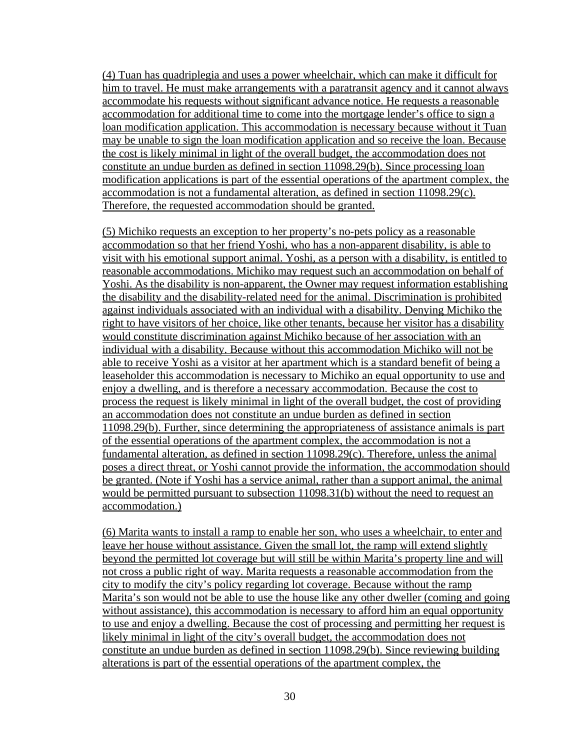(4) Tuan has quadriplegia and uses a power wheelchair, which can make it difficult for him to travel. He must make arrangements with a paratransit agency and it cannot always accommodate his requests without significant advance notice. He requests a reasonable accommodation for additional time to come into the mortgage lender's office to sign a loan modification application. This accommodation is necessary because without it Tuan may be unable to sign the loan modification application and so receive the loan. Because the cost is likely minimal in light of the overall budget, the accommodation does not constitute an undue burden as defined in section 11098.29(b). Since processing loan modification applications is part of the essential operations of the apartment complex, the accommodation is not a fundamental alteration, as defined in section 11098.29(c). Therefore, the requested accommodation should be granted.

(5) Michiko requests an exception to her property's no-pets policy as a reasonable accommodation so that her friend Yoshi, who has a non-apparent disability, is able to visit with his emotional support animal. Yoshi, as a person with a disability, is entitled to reasonable accommodations. Michiko may request such an accommodation on behalf of Yoshi. As the disability is non-apparent, the Owner may request information establishing the disability and the disability-related need for the animal. Discrimination is prohibited against individuals associated with an individual with a disability. Denying Michiko the right to have visitors of her choice, like other tenants, because her visitor has a disability would constitute discrimination against Michiko because of her association with an individual with a disability. Because without this accommodation Michiko will not be able to receive Yoshi as a visitor at her apartment which is a standard benefit of being a leaseholder this accommodation is necessary to Michiko an equal opportunity to use and enjoy a dwelling, and is therefore a necessary accommodation. Because the cost to process the request is likely minimal in light of the overall budget, the cost of providing an accommodation does not constitute an undue burden as defined in section 11098.29(b). Further, since determining the appropriateness of assistance animals is part of the essential operations of the apartment complex, the accommodation is not a fundamental alteration, as defined in section 11098.29(c). Therefore, unless the animal poses a direct threat, or Yoshi cannot provide the information, the accommodation should be granted. (Note if Yoshi has a service animal, rather than a support animal, the animal would be permitted pursuant to subsection 11098.31(b) without the need to request an accommodation.)

(6) Marita wants to install a ramp to enable her son, who uses a wheelchair, to enter and leave her house without assistance. Given the small lot, the ramp will extend slightly beyond the permitted lot coverage but will still be within Marita's property line and will not cross a public right of way. Marita requests a reasonable accommodation from the city to modify the city's policy regarding lot coverage. Because without the ramp Marita's son would not be able to use the house like any other dweller (coming and going without assistance), this accommodation is necessary to afford him an equal opportunity to use and enjoy a dwelling. Because the cost of processing and permitting her request is likely minimal in light of the city's overall budget, the accommodation does not constitute an undue burden as defined in section 11098.29(b). Since reviewing building alterations is part of the essential operations of the apartment complex, the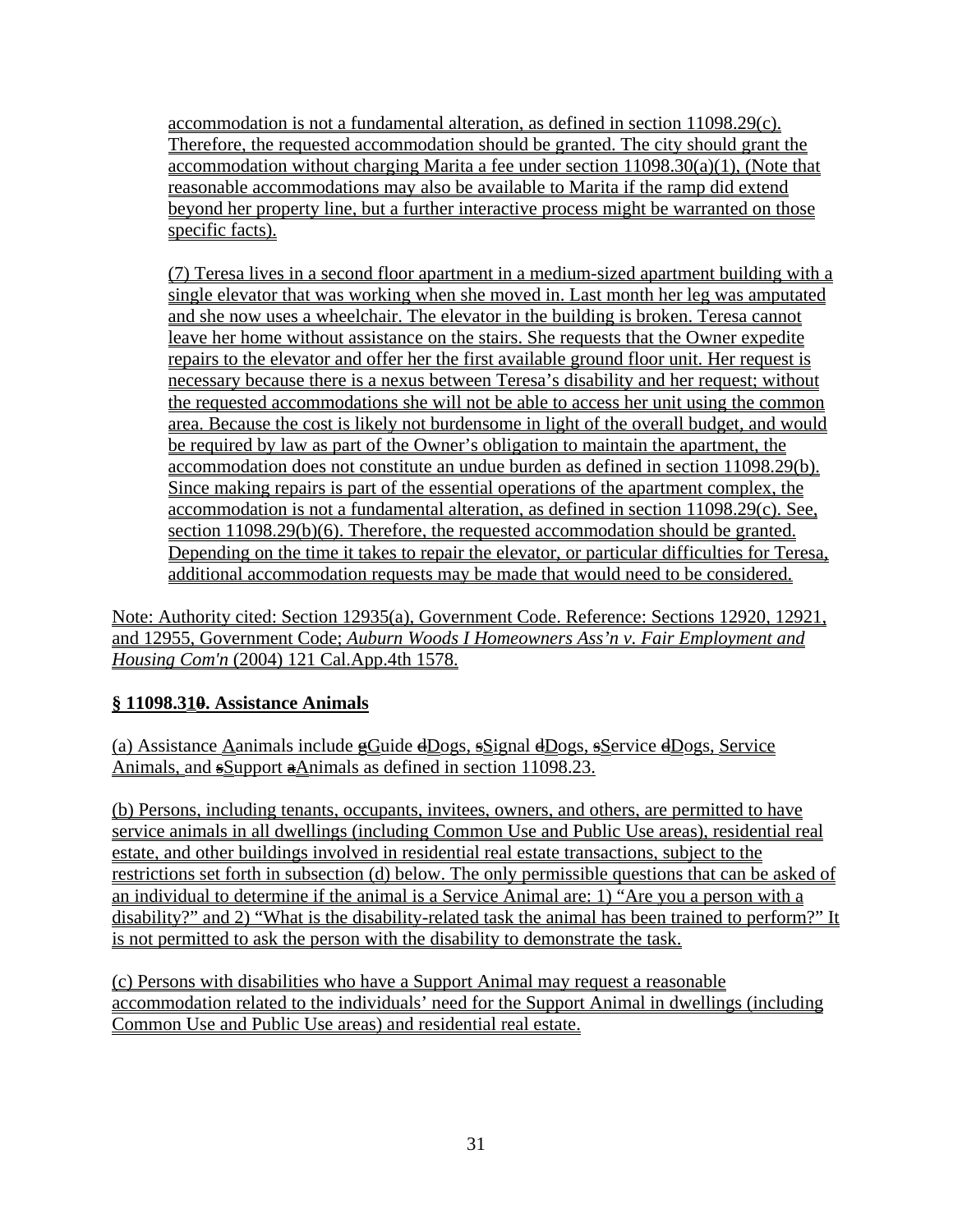accommodation is not a fundamental alteration, as defined in section 11098.29(c). Therefore, the requested accommodation should be granted. The city should grant the accommodation without charging Marita a fee under section 11098.30(a)(1). (Note that reasonable accommodations may also be available to Marita if the ramp did extend beyond her property line, but a further interactive process might be warranted on those specific facts).

(7) Teresa lives in a second floor apartment in a medium-sized apartment building with a single elevator that was working when she moved in. Last month her leg was amputated and she now uses a wheelchair. The elevator in the building is broken. Teresa cannot leave her home without assistance on the stairs. She requests that the Owner expedite repairs to the elevator and offer her the first available ground floor unit. Her request is necessary because there is a nexus between Teresa's disability and her request; without the requested accommodations she will not be able to access her unit using the common area. Because the cost is likely not burdensome in light of the overall budget, and would be required by law as part of the Owner's obligation to maintain the apartment, the accommodation does not constitute an undue burden as defined in section 11098.29(b). Since making repairs is part of the essential operations of the apartment complex, the accommodation is not a fundamental alteration, as defined in section 11098.29(c). See, section 11098.29(b)(6). Therefore, the requested accommodation should be granted. Depending on the time it takes to repair the elevator, or particular difficulties for Teresa, additional accommodation requests may be made that would need to be considered.

Note: Authority cited: Section 12935(a), Government Code. Reference: Sections 12920, 12921, and 12955, Government Code; *Auburn Woods I Homeowners Ass'n v. Fair Employment and Housing Com'n* (2004) 121 Cal.App.4th 1578.

**§ 11098.31~~0~~. Assistance Animals**

(a) Assistance ~~a~~Animals include ~~g~~Guide ~~d~~Dogs, ~~s~~Signal ~~d~~Dogs, ~~s~~Service ~~d~~Dogs, Service Animals, and ~~s~~Support ~~a~~Animals as defined in section 11098.23.

(b) Persons, including tenants, occupants, invitees, owners, and others, are permitted to have service animals in all dwellings (including Common Use and Public Use areas), residential real estate, and other buildings involved in residential real estate transactions, subject to the restrictions set forth in subsection (d) below. The only permissible questions that can be asked of an individual to determine if the animal is a Service Animal are: 1) "Are you a person with a disability?" and 2) "What is the disability-related task the animal has been trained to perform?" It is not permitted to ask the person with the disability to demonstrate the task.

(c) Persons with disabilities who have a Support Animal may request a reasonable accommodation related to the individuals' need for the Support Animal in dwellings (including Common Use and Public Use areas) and residential real estate.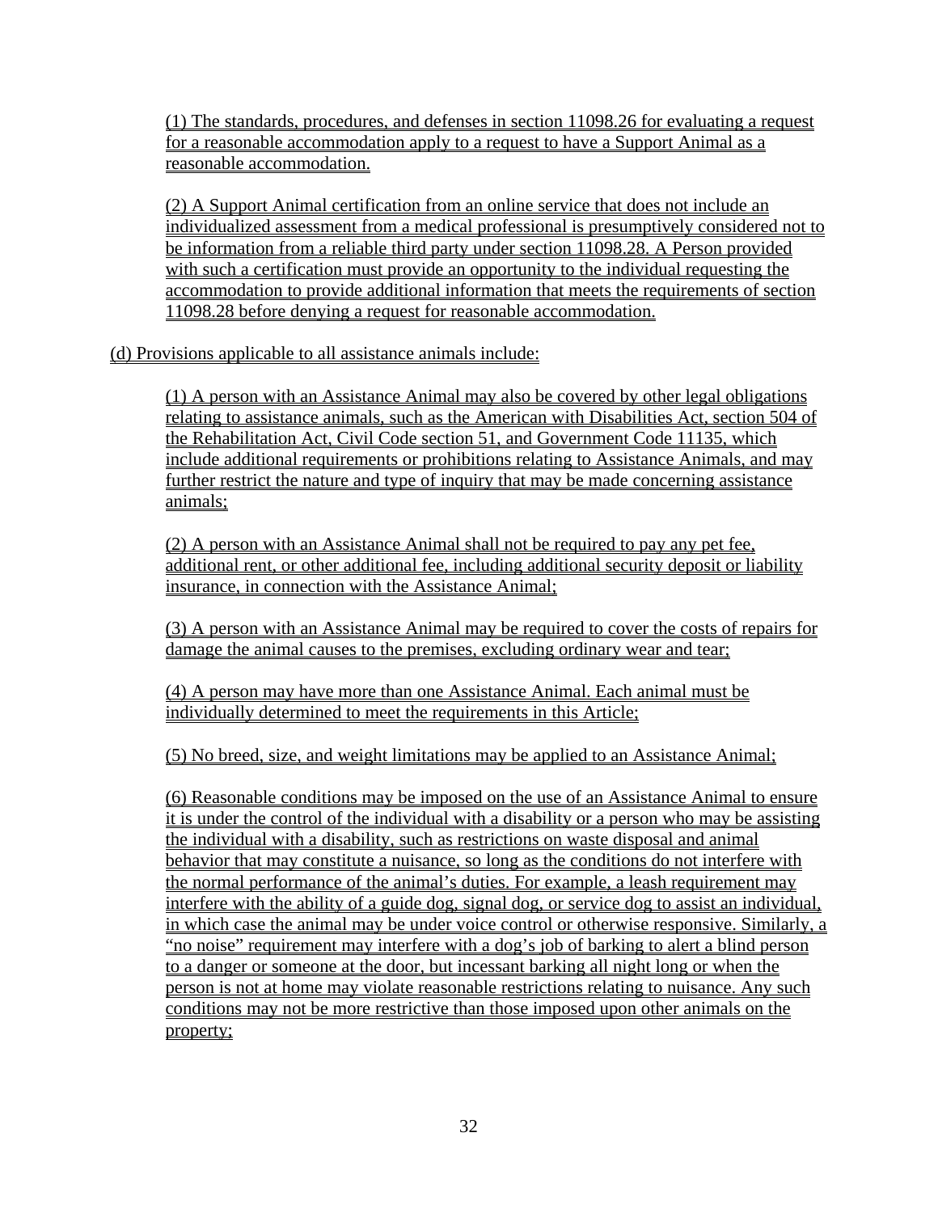(1) The standards, procedures, and defenses in section 11098.26 for evaluating a request for a reasonable accommodation apply to a request to have a Support Animal as a reasonable accommodation.

(2) A Support Animal certification from an online service that does not include an individualized assessment from a medical professional is presumptively considered not to be information from a reliable third party under section 11098.28. A Person provided with such a certification must provide an opportunity to the individual requesting the accommodation to provide additional information that meets the requirements of section 11098.28 before denying a request for reasonable accommodation.

(d) Provisions applicable to all assistance animals include:

(1) A person with an Assistance Animal may also be covered by other legal obligations relating to assistance animals, such as the American with Disabilities Act, section 504 of the Rehabilitation Act, Civil Code section 51, and Government Code 11135, which include additional requirements or prohibitions relating to Assistance Animals, and may further restrict the nature and type of inquiry that may be made concerning assistance animals;

(2) A person with an Assistance Animal shall not be required to pay any pet fee, additional rent, or other additional fee, including additional security deposit or liability insurance, in connection with the Assistance Animal;

(3) A person with an Assistance Animal may be required to cover the costs of repairs for damage the animal causes to the premises, excluding ordinary wear and tear;

(4) A person may have more than one Assistance Animal. Each animal must be individually determined to meet the requirements in this Article;

(5) No breed, size, and weight limitations may be applied to an Assistance Animal;

(6) Reasonable conditions may be imposed on the use of an Assistance Animal to ensure it is under the control of the individual with a disability or a person who may be assisting the individual with a disability, such as restrictions on waste disposal and animal behavior that may constitute a nuisance, so long as the conditions do not interfere with the normal performance of the animal's duties. For example, a leash requirement may interfere with the ability of a guide dog, signal dog, or service dog to assist an individual, in which case the animal may be under voice control or otherwise responsive. Similarly, a "no noise" requirement may interfere with a dog's job of barking to alert a blind person to a danger or someone at the door, but incessant barking all night long or when the person is not at home may violate reasonable restrictions relating to nuisance. Any such conditions may not be more restrictive than those imposed upon other animals on the property;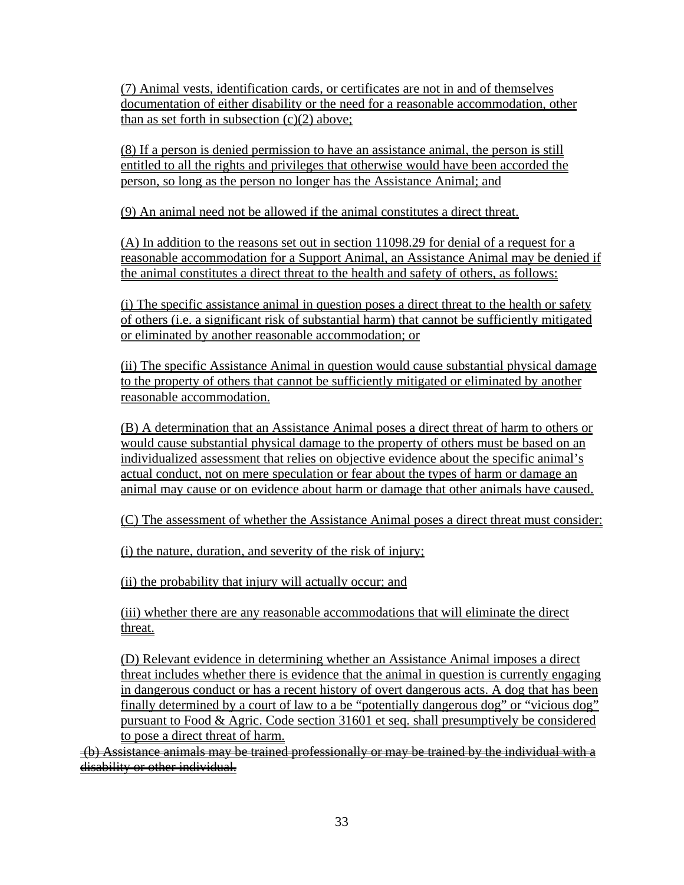(7) Animal vests, identification cards, or certificates are not in and of themselves documentation of either disability or the need for a reasonable accommodation, other than as set forth in subsection (c)(2) above;

(8) If a person is denied permission to have an assistance animal, the person is still entitled to all the rights and privileges that otherwise would have been accorded the person, so long as the person no longer has the Assistance Animal; and

(9) An animal need not be allowed if the animal constitutes a direct threat.

(A) In addition to the reasons set out in section 11098.29 for denial of a request for a reasonable accommodation for a Support Animal, an Assistance Animal may be denied if the animal constitutes a direct threat to the health and safety of others, as follows:

(i) The specific assistance animal in question poses a direct threat to the health or safety of others (i.e. a significant risk of substantial harm) that cannot be sufficiently mitigated or eliminated by another reasonable accommodation; or

(ii) The specific Assistance Animal in question would cause substantial physical damage to the property of others that cannot be sufficiently mitigated or eliminated by another reasonable accommodation.

(B) A determination that an Assistance Animal poses a direct threat of harm to others or would cause substantial physical damage to the property of others must be based on an individualized assessment that relies on objective evidence about the specific animal's actual conduct, not on mere speculation or fear about the types of harm or damage an animal may cause or on evidence about harm or damage that other animals have caused.

(C) The assessment of whether the Assistance Animal poses a direct threat must consider:

(i) the nature, duration, and severity of the risk of injury;

(ii) the probability that injury will actually occur; and

(iii) whether there are any reasonable accommodations that will eliminate the direct threat.

(D) Relevant evidence in determining whether an Assistance Animal imposes a direct threat includes whether there is evidence that the animal in question is currently engaging in dangerous conduct or has a recent history of overt dangerous acts. A dog that has been finally determined by a court of law to a be "potentially dangerous dog" or "vicious dog" pursuant to Food & Agric. Code section 31601 et seq. shall presumptively be considered to pose a direct threat of harm.

~~(b) Assistance animals may be trained professionally or may be trained by the individual with a disability or other individual.~~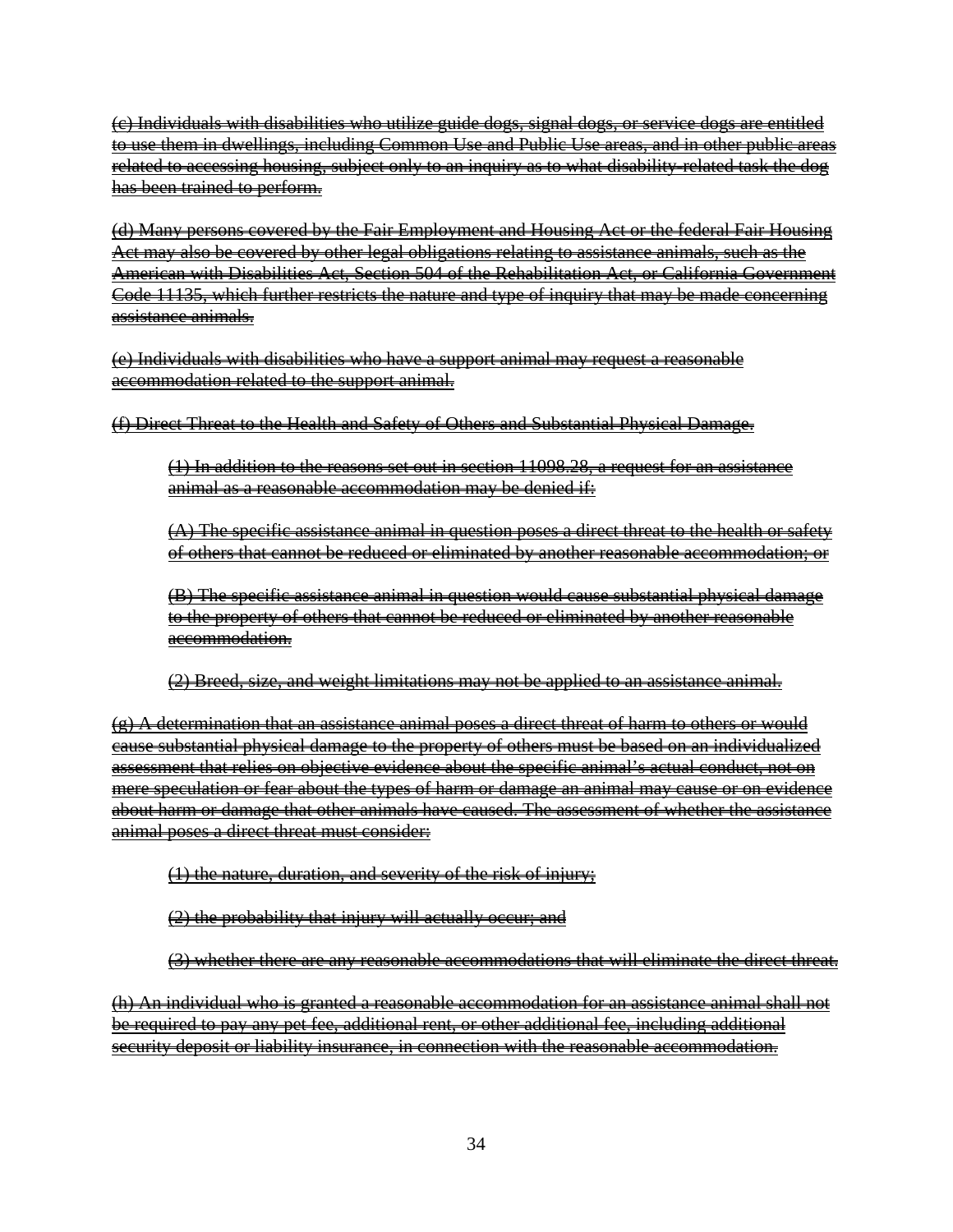~~(c) Individuals with disabilities who utilize guide dogs, signal dogs, or service dogs are entitled to use them in dwellings, including Common Use and Public Use areas, and in other public areas related to accessing housing, subject only to an inquiry as to what disability-related task the dog has been trained to perform.~~

~~(d) Many persons covered by the Fair Employment and Housing Act or the federal Fair Housing Act may also be covered by other legal obligations relating to assistance animals, such as the American with Disabilities Act, Section 504 of the Rehabilitation Act, or California Government Code 11135, which further restricts the nature and type of inquiry that may be made concerning assistance animals.~~

~~(e) Individuals with disabilities who have a support animal may request a reasonable accommodation related to the support animal.~~

~~(f) Direct Threat to the Health and Safety of Others and Substantial Physical Damage.~~

> ~~(1) In addition to the reasons set out in section 11098.28, a request for an assistance animal as a reasonable accommodation may be denied if:~~
>
> ~~(A) The specific assistance animal in question poses a direct threat to the health or safety of others that cannot be reduced or eliminated by another reasonable accommodation; or~~
>
> ~~(B) The specific assistance animal in question would cause substantial physical damage to the property of others that cannot be reduced or eliminated by another reasonable accommodation.~~
>
> ~~(2) Breed, size, and weight limitations may not be applied to an assistance animal.~~

~~(g) A determination that an assistance animal poses a direct threat of harm to others or would cause substantial physical damage to the property of others must be based on an individualized assessment that relies on objective evidence about the specific animal's actual conduct, not on mere speculation or fear about the types of harm or damage an animal may cause or on evidence about harm or damage that other animals have caused. The assessment of whether the assistance animal poses a direct threat must consider:~~

> ~~(1) the nature, duration, and severity of the risk of injury;~~
>
> ~~(2) the probability that injury will actually occur; and~~
>
> ~~(3) whether there are any reasonable accommodations that will eliminate the direct threat.~~

~~(h) An individual who is granted a reasonable accommodation for an assistance animal shall not be required to pay any pet fee, additional rent, or other additional fee, including additional security deposit or liability insurance, in connection with the reasonable accommodation.~~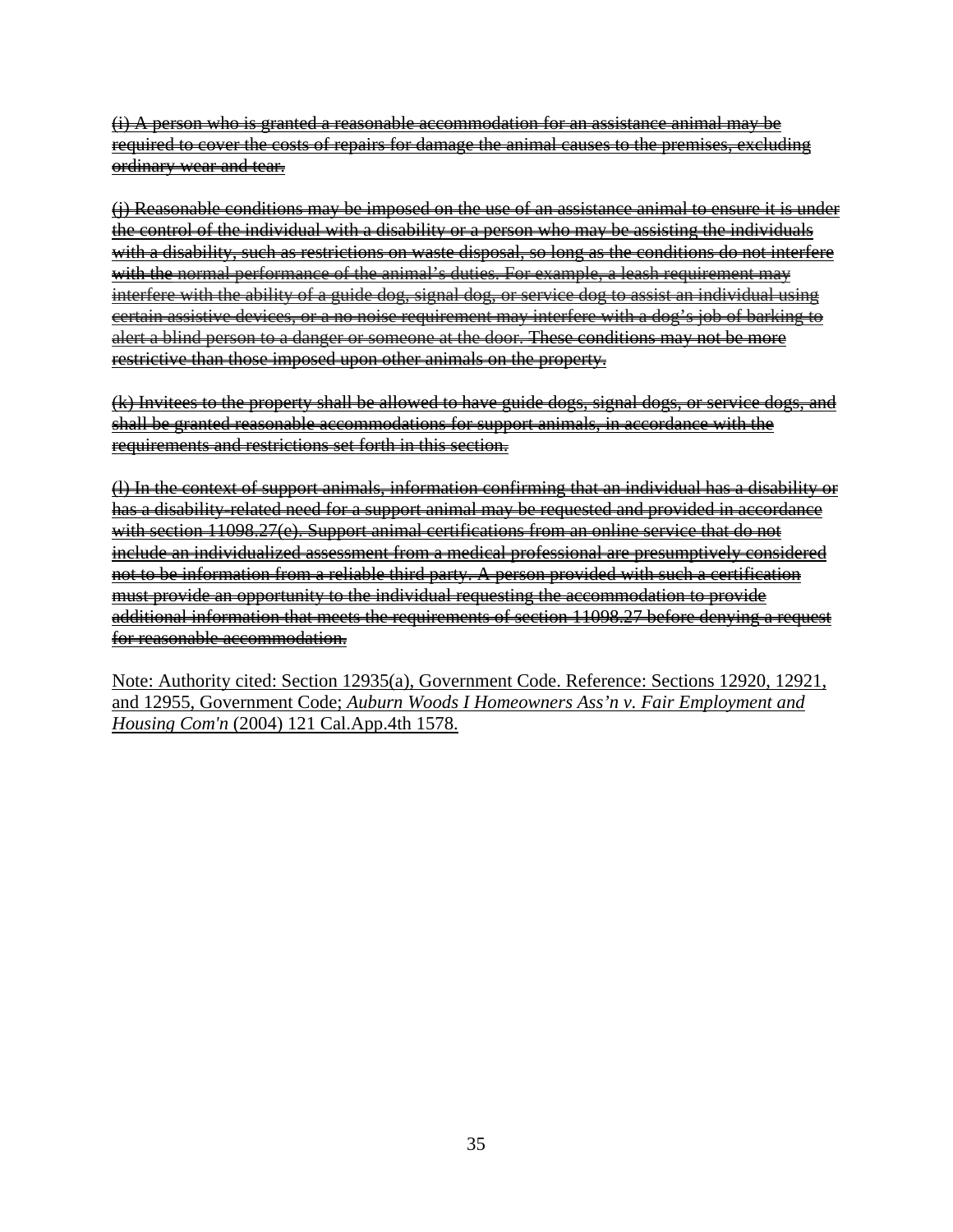~~(i) A person who is granted a reasonable accommodation for an assistance animal may be required to cover the costs of repairs for damage the animal causes to the premises, excluding ordinary wear and tear.~~

~~(j) Reasonable conditions may be imposed on the use of an assistance animal to ensure it is under the control of the individual with a disability or a person who may be assisting the individuals with a disability, such as restrictions on waste disposal, so long as the conditions do not interfere with the normal performance of the animal's duties. For example, a leash requirement may interfere with the ability of a guide dog, signal dog, or service dog to assist an individual using certain assistive devices, or a no noise requirement may interfere with a dog's job of barking to alert a blind person to a danger or someone at the door. These conditions may not be more restrictive than those imposed upon other animals on the property.~~

~~(k) Invitees to the property shall be allowed to have guide dogs, signal dogs, or service dogs, and shall be granted reasonable accommodations for support animals, in accordance with the requirements and restrictions set forth in this section.~~

~~(l) In the context of support animals, information confirming that an individual has a disability or has a disability-related need for a support animal may be requested and provided in accordance with section 11098.27(e). Support animal certifications from an online service that do not include an individualized assessment from a medical professional are presumptively considered not to be information from a reliable third party. A person provided with such a certification must provide an opportunity to the individual requesting the accommodation to provide additional information that meets the requirements of section 11098.27 before denying a request for reasonable accommodation.~~

<u>Note: Authority cited: Section 12935(a), Government Code. Reference: Sections 12920, 12921, and 12955, Government Code; *Auburn Woods I Homeowners Ass'n v. Fair Employment and Housing Com'n* (2004) 121 Cal.App.4th 1578.</u>